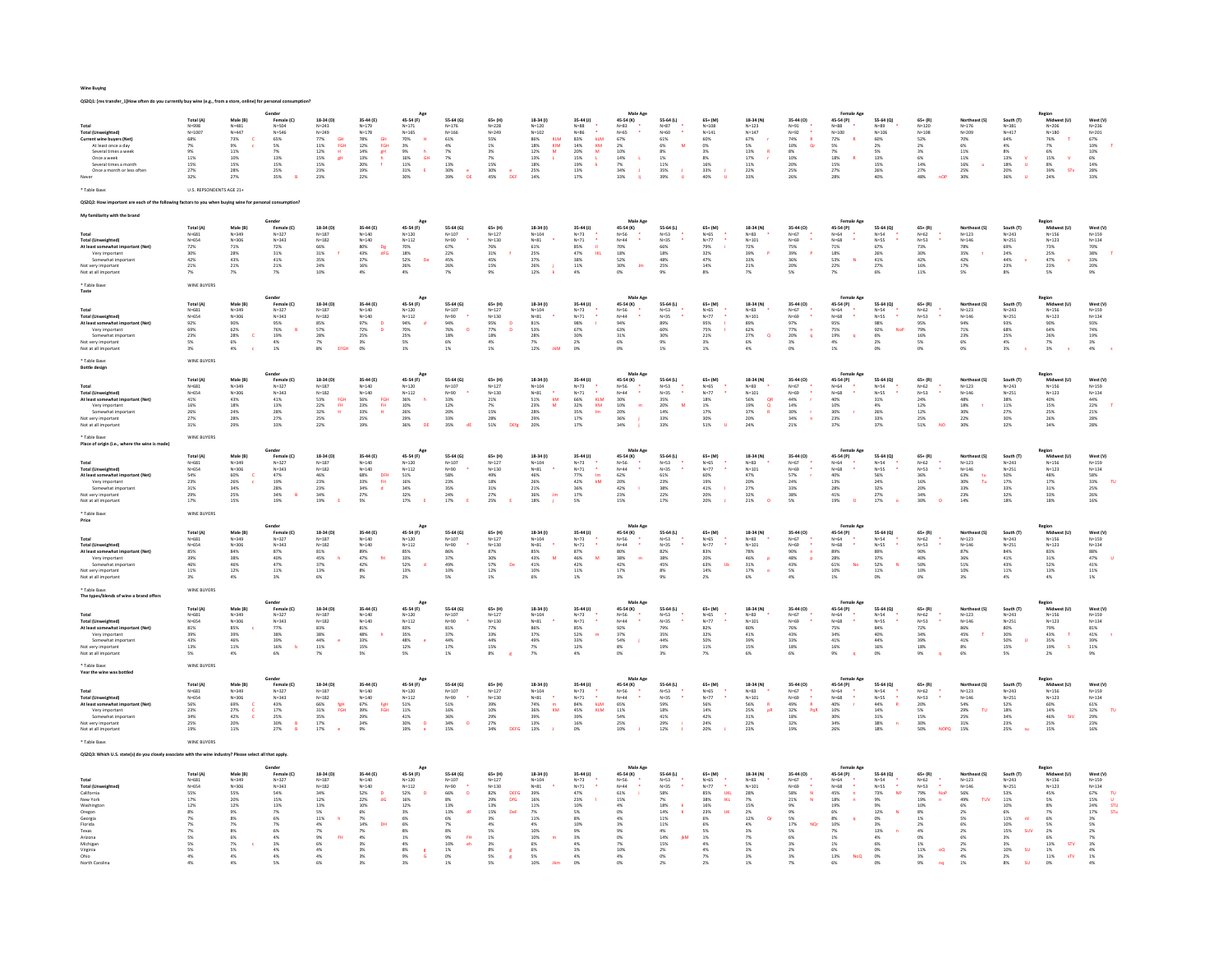**Wine Buying**

**QS2Q1: [res transfer_1]How often do you currently buy wine (e.g., from a store, online) for personal consumption?**

| | | Gender | | Age | | | | | Male Age | | | | | Female Age | | | | | Region | | | |
|---|---|---|---|---|---|---|---|---|---|---|---|---|---|---|---|---|---|---|---|---|---|---|
| | Total (A) | Male (B) | Female (C) | 18-34 (D) | 35-44 (E) | 45-54 (F) | 55-64 (G) | 65+ (H) | 18-34 (I) | 35-44 (J) | 45-54 (K) | 55-64 (L) | 65+ (M) | 18-34 (N) | 35-44 (O) | 45-54 (P) | 55-64 (Q) | 65+ (R) | Northeast (S) | South (T) | Midwest (U) | West (V) |
| Total | N=998 | N=481 | N=504 | N=243 | N=179 | N=171 | N=176 | N=228 | N=120 | N=88 * | N=83 * | N=87 * | N=108 | N=123 | N=91 * | N=88 * | N=89 * | N=120 | N=176 | N=381 | N=206 | N=236 |
| Total (Unweighted) | N=1007 | N=447 | N=546 | N=249 | N=178 | N=165 | N=166 | N=249 | N=102 | N=86 * | N=65 * | N=60 * | N=141 | N=147 | N=92 * | N=100 | N=106 | N=108 | N=209 | N=417 | N=180 | N=201 |
| Current wine buyers (Net) | 68% | 73% C | 65% | 77% GH | 78% GH | 70% H | 61% | 55% | 86% KLM | 83% kLM | 67% | 61% | 60% | 67% r | 74% R | 72% R | 60% | 52% | 70% | 64% | 76% T | 67% |
| At least once a day | 7% | 9% c | 5% | 11% FGH | 12% FGH | 3% H | 4% | 1% | 18% KlM | 14% KM | 2% | 6% | 0% | 5% | 10% Qr | 5% | 2% | 2% | 6% | 4% | 7% | 10% T |
| Several times a week | 9% | 11% | 7% | 12% H | 14% gH | 9% h | 7% | 3% | 12% M | 20% M | 10% | 8% | 3% | 13% R | 8% | 7% | 5% | 3% | 11% | 8% | 6% | 10% |
| Once a week | 11% | 10% | 13% | 15% gH | 13% h | 16% GH | 7% | 7% | 13% L | 15% L | 14% L | 1% | 8% | 17% r | 10% | 18% R | 13% | 6% | 11% | 13% V | 15% V | 6% |
| Several times a month | 15% | 15% | 15% | 15% | 20% f | 11% | 13% | 15% | 18% | 19% k | 7% | 11% | 16% | 11% | 20% | 15% | 15% | 14% | 16% u | 18% U | 8% | 14% |
| Once a month or less often | 27% | 28% | 25% | 23% | 19% | 31% E | 30% e | 30% e | 25% | 13% | 34% J | 35% J | 33% J | 22% | 25% | 27% | 26% | 27% | 25% | 20% | 39% STu | 28% |
| Never | 32% | 27% | 35% B | 23% | 22% | 30% | 39% DE | 45% DEF | 14% | 17% | 33% IJ | 39% IJ | 40% IJ | 33% | 26% | 28% | 40% | 48% nOP | 30% | 36% U | 24% | 33% |

* Table Base: U.S. RESPONDENTS AGE 21+

**QS2Q2: How important are each of the following factors to you when buying wine for personal consumption?**

**My familiarity with the brand**

| | | Gender | | Age | | | | | Male Age | | | | | Female Age | | | | | Region | | | |
|---|---|---|---|---|---|---|---|---|---|---|---|---|---|---|---|---|---|---|---|---|---|---|
| | Total (A) | Male (B) | Female (C) | 18-34 (D) | 35-44 (E) | 45-54 (F) | 55-64 (G) | 65+ (H) | 18-34 (I) | 35-44 (J) | 45-54 (K) | 55-64 (L) | 65+ (M) | 18-34 (N) | 35-44 (O) | 45-54 (P) | 55-64 (Q) | 65+ (R) | Northeast (S) | South (T) | Midwest (U) | West (V) |
| Total | N=681 | N=349 | N=327 | N=187 | N=140 | N=120 | N=107 | N=127 | N=104 | N=73 * | N=56 * | N=53 * | N=65 * | N=83 * | N=67 * | N=64 * | N=54 * | N=62 * | N=123 | N=243 | N=156 | N=159 |
| Total (Unweighted) | N=654 | N=306 | N=343 | N=182 | N=140 | N=112 | N=90 * | N=130 | N=81 * | N=71 * | N=44 * | N=35 * | N=77 * | N=101 | N=69 * | N=68 * | N=55 * | N=53 * | N=146 | N=251 | N=123 | N=134 |
| At least somewhat important (Net) | 72% | 71% | 72% | 66% | 80% Dg | 70% | 67% | 76% | 61% | 85% Il | 70% | 66% | 79% i | 72% | 75% | 71% | 67% | 73% | 78% | 69% | 73% | 70% |
| Very important | 30% | 28% | 31% | 31% f | 43% dFG | 18% | 22% | 31% f | 25% | 47% IKL | 18% | 18% | 32% | 39% P | 39% P | 18% | 26% | 30% | 35% t | 24% | 25% | 38% T |
| Somewhat important | 42% | 43% | 41% | 35% | 37% | 52% De | 45% | 45% | 37% | 38% | 52% | 48% | 47% | 33% | 36% | 53% N | 41% | 42% | 42% | 44% v | 47% v | 33% |
| Not very important | 21% | 21% | 21% | 24% | 16% | 26% | 26% | 15% | 26% j | 11% | 30% Jm | 25% | 14% | 21% | 20% | 22% | 27% | 16% | 17% | 23% | 23% | 20% |
| Not at all important | 7% | 7% | 7% | 10% | 4% | 4% | 7% | 9% | 12% k | 4% | 0% | 9% | 8% | 7% | 5% | 7% | 6% | 11% | 5% | 8% | 5% | 9% |

* Table Base: WINE BUYERS

**Taste**

| | | Gender | | Age | | | | | Male Age | | | | | Female Age | | | | | Region | | | |
|---|---|---|---|---|---|---|---|---|---|---|---|---|---|---|---|---|---|---|---|---|---|---|
| | Total (A) | Male (B) | Female (C) | 18-34 (D) | 35-44 (E) | 45-54 (F) | 55-64 (G) | 65+ (H) | 18-34 (I) | 35-44 (J) | 45-54 (K) | 55-64 (L) | 65+ (M) | 18-34 (N) | 35-44 (O) | 45-54 (P) | 55-64 (Q) | 65+ (R) | Northeast (S) | South (T) | Midwest (U) | West (V) |
| Total | N=681 | N=349 | N=327 | N=187 | N=140 | N=120 | N=107 | N=127 | N=104 | N=73 * | N=56 * | N=53 * | N=65 * | N=83 * | N=67 * | N=64 * | N=54 * | N=62 * | N=123 | N=243 | N=156 | N=159 |
| Total (Unweighted) | N=654 | N=306 | N=343 | N=182 | N=140 | N=112 | N=90 * | N=130 | N=81 * | N=71 * | N=44 * | N=35 * | N=77 * | N=101 | N=69 * | N=68 * | N=55 * | N=53 * | N=146 | N=251 | N=123 | N=134 |
| At least somewhat important (Net) | 92% | 90% | 95% | 85% | 97% D | 94% d | 94% | 95% D | 81% | 96% I | 94% | 89% | 95% I | 89% | 97% | 95% | 98% | 95% | 94% | 93% | 90% | 93% |
| Very important | 69% | 62% | 76% B | 57% | 72% D | 70% | 76% D | 77% D | 53% | 66% | 63% | 60% | 75% I | 62% | 77% n | 75% | 92% NoP | 79% | 71% | 68% | 64% | 74% |
| Somewhat important | 23% | 28% C | 19% | 28% | 25% | 25% | 18% | 18% | 28% | 30% | 31% | 30% | 21% | 27% Q | 20% q | 19% q | 6% | 16% | 23% | 25% | 26% | 19% |
| Not very important | 5% | 6% | 4% | 7% | 3% | 5% | 6% | 4% | 7% | 2% | 6% | 9% | 3% | 6% | 3% | 4% | 2% | 5% | 6% | 4% | 7% | 3% |
| Not at all important | 3% | 4% c | 1% | 8% EFGH | 0% | 1% | 1% | 1% | 12% JkM | 0% | 0% | 1% | 1% | 4% | 0% | 1% | 0% | 0% | 0% | 3% s | 3% | 4% s |

* Table Base: WINE BUYERS

**Bottle design**

| | | Gender | | Age | | | | | Male Age | | | | | Female Age | | | | | Region | | | |
|---|---|---|---|---|---|---|---|---|---|---|---|---|---|---|---|---|---|---|---|---|---|---|
| | Total (A) | Male (B) | Female (C) | 18-34 (D) | 35-44 (E) | 45-54 (F) | 55-64 (G) | 65+ (H) | 18-34 (I) | 35-44 (J) | 45-54 (K) | 55-64 (L) | 65+ (M) | 18-34 (N) | 35-44 (O) | 45-54 (P) | 55-64 (Q) | 65+ (R) | Northeast (S) | South (T) | Midwest (U) | West (V) |
| Total | N=681 | N=349 | N=327 | N=187 | N=140 | N=120 | N=107 | N=127 | N=104 | N=73 * | N=56 * | N=53 * | N=65 * | N=83 * | N=67 * | N=64 * | N=54 * | N=62 * | N=123 | N=243 | N=156 | N=159 |
| Total (Unweighted) | N=654 | N=306 | N=343 | N=182 | N=140 | N=112 | N=90 * | N=130 | N=81 * | N=71 * | N=44 * | N=35 * | N=77 * | N=101 | N=69 * | N=68 * | N=55 * | N=53 * | N=146 | N=251 | N=123 | N=134 |
| At least somewhat important (Net) | 41% | 43% | 41% | 53% FGH | 56% FGH | 36% h | 33% | 21% | 51% kM | 66% KLM | 30% | 35% | 18% | 56% QR | 44% r | 40% | 31% | 24% | 48% | 38% | 40% | 44% |
| Very important | 16% | 18% | 13% | 22% FH | 23% FH | 10% | 12% | 7% | 23% M | 32% KM | 10% | 20% M | 1% | 19% Q | 14% | 10% | 4% | 12% | 18% t | 11% | 15% | 22% T |
| Somewhat important | 26% | 24% | 28% | 32% H | 33% H | 26% | 20% | 15% | 28% | 35% lm | 20% | 14% | 17% | 37% R | 30% r | 30% r | 26% | 12% | 30% | 27% | 25% | 21% |
| Not very important | 27% | 28% | 27% | 25% | 25% | 29% | 33% | 28% | 29% | 17% | 36% j | 33% | 30% | 20% | 34% n | 23% | 33% | 25% | 22% | 30% | 26% | 28% |
| Not at all important | 31% | 29% | 33% | 22% | 19% | 36% DE | 35% dE | 51% DEfg | 20% | 17% | 34% j | 32% j | 51% IJ | 24% | 21% | 37% | 37% | 51% NO | 30% | 32% | 34% | 28% |

* Table Base: WINE BUYERS

**Place of origin (i.e., where the wine is made)**

| | | Gender | | Age | | | | | Male Age | | | | | Female Age | | | | | Region | | | |
|---|---|---|---|---|---|---|---|---|---|---|---|---|---|---|---|---|---|---|---|---|---|---|
| | Total (A) | Male (B) | Female (C) | 18-34 (D) | 35-44 (E) | 45-54 (F) | 55-64 (G) | 65+ (H) | 18-34 (I) | 35-44 (J) | 45-54 (K) | 55-64 (L) | 65+ (M) | 18-34 (N) | 35-44 (O) | 45-54 (P) | 55-64 (Q) | 65+ (R) | Northeast (S) | South (T) | Midwest (U) | West (V) |
| Total | N=681 | N=349 | N=327 | N=187 | N=140 | N=120 | N=107 | N=127 | N=104 | N=73 * | N=56 * | N=53 * | N=65 * | N=83 * | N=67 * | N=64 * | N=54 * | N=62 * | N=123 | N=243 | N=156 | N=159 |
| Total (Unweighted) | N=654 | N=306 | N=343 | N=182 | N=140 | N=112 | N=90 * | N=130 | N=81 * | N=71 * | N=44 * | N=35 * | N=77 * | N=101 | N=69 * | N=68 * | N=55 * | N=53 * | N=146 | N=251 | N=123 | N=134 |
| At least somewhat important (Net) | 54% | 60% C | 47% | 46% | 68% DFH | 51% | 58% | 49% | 46% | 77% Im | 62% | 61% | 60% | 47% | 57% r | 40% | 56% | 36% | 63% tu | 50% | 48% | 58% |
| Very important | 23% | 26% c | 19% | 23% | 33% FH | 16% | 23% | 18% | 26% | 42% kM | 20% | 23% | 19% | 20% | 24% | 13% | 24% | 16% | 30% Tu | 17% | 17% | 33% TU |
| Somewhat important | 31% | 34% | 28% | 23% | 34% d | 34% | 35% | 31% | 21% | 36% | 42% I | 38% | 41% I | 27% | 33% | 28% | 32% | 20% | 33% | 33% | 31% | 25% |
| Not very important | 29% | 25% | 34% B | 34% | 27% | 32% | 24% | 27% | 36% Jm | 17% | 23% | 22% | 20% | 32% | 38% | 41% | 27% | 34% | 23% | 32% | 33% | 26% |
| Not at all important | 17% | 15% | 19% | 19% E | 5% | 17% E | 17% E | 25% E | 18% j | 5% | 15% | 17% | 20% j | 21% O | 5% | 19% O | 17% o | 30% O | 14% | 18% | 18% | 16% |

* Table Base: WINE BUYERS

**Price**

| | | Gender | | Age | | | | | Male Age | | | | | Female Age | | | | | Region | | | |
|---|---|---|---|---|---|---|---|---|---|---|---|---|---|---|---|---|---|---|---|---|---|---|
| | Total (A) | Male (B) | Female (C) | 18-34 (D) | 35-44 (E) | 45-54 (F) | 55-64 (G) | 65+ (H) | 18-34 (I) | 35-44 (J) | 45-54 (K) | 55-64 (L) | 65+ (M) | 18-34 (N) | 35-44 (O) | 45-54 (P) | 55-64 (Q) | 65+ (R) | Northeast (S) | South (T) | Midwest (U) | West (V) |
| Total | N=681 | N=349 | N=327 | N=187 | N=140 | N=120 | N=107 | N=127 | N=104 | N=73 * | N=56 * | N=53 * | N=65 * | N=83 * | N=67 * | N=64 * | N=54 * | N=62 * | N=123 | N=243 | N=156 | N=159 |
| Total (Unweighted) | N=654 | N=306 | N=343 | N=182 | N=140 | N=112 | N=90 * | N=130 | N=81 * | N=71 * | N=44 * | N=35 * | N=77 * | N=101 | N=69 * | N=68 * | N=55 * | N=53 * | N=146 | N=251 | N=123 | N=134 |
| At least somewhat important (Net) | 85% | 84% | 87% | 81% | 89% | 85% | 86% | 87% | 85% | 87% | 80% | 82% | 83% | 78% | 90% n | 89% | 89% | 90% | 87% | 84% | 83% | 88% |
| Very important | 39% | 38% | 40% | 45% h | 47% fH | 33% | 37% | 30% | 43% M | 46% M | 38% m | 38% | 20% | 46% p | 48% p | 28% | 37% | 40% | 36% | 41% | 31% | 47% U |
| Somewhat important | 46% | 46% | 47% | 37% | 42% | 52% d | 49% | 57% De | 41% | 42% | 42% | 45% | 63% IJk | 31% | 43% | 61% No | 52% N | 50% | 51% | 43% | 52% | 41% |
| Not very important | 11% | 12% | 11% | 13% | 8% | 13% | 10% | 12% | 10% | 11% | 17% | 8% | 14% | 17% o | 5% | 10% | 11% | 10% | 10% | 13% | 11% | 11% |
| Not at all important | 3% | 4% | 3% | 6% | 3% | 2% | 5% | 1% | 6% | 1% | 3% | 9% | 2% | 6% | 4% | 1% | 0% | 0% | 3% | 4% | 4% | 1% |

* Table Base: WINE BUYERS

**The types/blends of wine a brand offers**

| | | Gender | | Age | | | | | Male Age | | | | | Female Age | | | | | Region | | | |
|---|---|---|---|---|---|---|---|---|---|---|---|---|---|---|---|---|---|---|---|---|---|---|
| | Total (A) | Male (B) | Female (C) | 18-34 (D) | 35-44 (E) | 45-54 (F) | 55-64 (G) | 65+ (H) | 18-34 (I) | 35-44 (J) | 45-54 (K) | 55-64 (L) | 65+ (M) | 18-34 (N) | 35-44 (O) | 45-54 (P) | 55-64 (Q) | 65+ (R) | Northeast (S) | South (T) | Midwest (U) | West (V) |
| Total | N=681 | N=349 | N=327 | N=187 | N=140 | N=120 | N=107 | N=127 | N=104 | N=73 * | N=56 * | N=53 * | N=65 * | N=83 * | N=67 * | N=64 * | N=54 * | N=62 * | N=123 | N=243 | N=156 | N=159 |
| Total (Unweighted) | N=654 | N=306 | N=343 | N=182 | N=140 | N=112 | N=90 * | N=130 | N=81 * | N=71 * | N=44 * | N=35 * | N=77 * | N=101 | N=69 * | N=68 * | N=55 * | N=53 * | N=146 | N=251 | N=123 | N=134 |
| At least somewhat important (Net) | 81% | 85% c | 77% | 83% | 81% | 85% | 81% | 77% | 86% | 87% | 92% | 79% | 82% | 80% | 76% | 75% | 84% | 72% | 86% | 80% | 79% | 81% |
| Very important | 39% | 39% | 38% | 38% | 48% h | 35% | 37% | 33% | 37% | 52% m | 37% | 35% | 32% | 41% | 43% | 34% | 40% | 34% | 45% T | 30% | 43% T | 41% t |
| Somewhat important | 43% | 46% | 39% | 44% e | 33% | 48% e | 44% | 44% | 49% | 33% | 54% j | 44% | 50% | 39% | 33% | 41% | 44% | 38% | 41% | 50% U | 35% | 39% |
| Not very important | 13% | 11% | 16% b | 11% | 15% | 12% | 17% | 15% | 7% | 12% | 8% | 19% | 11% | 15% | 18% | 16% | 16% | 18% | 8% | 15% | 19% S | 11% |
| Not at all important | 5% | 4% | 6% | 7% | 5% | 3% | 1% | 8% g | 7% | 4% | 0% | 3% | 7% | 6% | 6% | 9% q | 0% | 9% q | 6% | 5% | 2% | 9% |

* Table Base: WINE BUYERS

**Year the wine was bottled**

| | | Gender | | Age | | | | | Male Age | | | | | Female Age | | | | | Region | | | |
|---|---|---|---|---|---|---|---|---|---|---|---|---|---|---|---|---|---|---|---|---|---|---|
| | Total (A) | Male (B) | Female (C) | 18-34 (D) | 35-44 (E) | 45-54 (F) | 55-64 (G) | 65+ (H) | 18-34 (I) | 35-44 (J) | 45-54 (K) | 55-64 (L) | 65+ (M) | 18-34 (N) | 35-44 (O) | 45-54 (P) | 55-64 (Q) | 65+ (R) | Northeast (S) | South (T) | Midwest (U) | West (V) |
| Total | N=681 | N=349 | N=327 | N=187 | N=140 | N=120 | N=107 | N=127 | N=104 | N=73 * | N=56 * | N=53 * | N=65 * | N=83 * | N=67 * | N=64 * | N=54 * | N=62 * | N=123 | N=243 | N=156 | N=159 |
| Total (Unweighted) | N=654 | N=306 | N=343 | N=182 | N=140 | N=112 | N=90 * | N=130 | N=81 * | N=71 * | N=44 * | N=35 * | N=77 * | N=101 | N=69 * | N=68 * | N=55 * | N=53 * | N=146 | N=251 | N=123 | N=134 |
| At least somewhat important (Net) | 56% | 69% C | 43% | 66% fgH | 67% fgH | 51% | 51% | 39% | 74% m | 84% kLM | 65% | 59% | 56% | 56% R | 49% R | 40% r | 44% R | 20% | 54% | 52% | 60% | 61% |
| Very important | 23% | 27% C | 17% | 31% FGH | 39% FGH | 11% | 16% | 10% | 36% KM | 45% KLM | 11% | 18% | 14% | 25% pR | 32% PqR | 10% | 5% | 5% | 29% TU | 18% | 14% | 32% TU |
| Somewhat important | 34% | 42% C | 25% | 35% | 29% | 41% | 36% | 29% | 39% | 39% | 54% | 41% | 42% | 31% | 18% | 30% | 38% n | 15% | 25% | 34% | 46% StV | 29% |
| Not very important | 25% | 20% | 30% B | 17% | 24% | 30% D | 34% D | 27% | 13% | 16% | 25% | 29% | 24% | 21% | 32% | 34% | 38% | 30% | 31% | 23% | 25% | 23% |
| Not at all important | 19% | 11% | 27% B | 17% e | 9% | 19% e | 15% | 34% DEFG | 13% j | 0% | 10% j | 12% j | 20% J | 23% | 19% | 26% | 18% | 50% NOPQ | 15% | 25% su | 15% | 16% |

* Table Base: WINE BUYERS

**QS2Q3: Which U.S. state(s) do you closely associate with the wine industry? Please select all that apply.**

| | | Gender | | Age | | | | | Male Age | | | | | Female Age | | | | | Region | | | |
|---|---|---|---|---|---|---|---|---|---|---|---|---|---|---|---|---|---|---|---|---|---|---|
| | Total (A) | Male (B) | Female (C) | 18-34 (D) | 35-44 (E) | 45-54 (F) | 55-64 (G) | 65+ (H) | 18-34 (I) | 35-44 (J) | 45-54 (K) | 55-64 (L) | 65+ (M) | 18-34 (N) | 35-44 (O) | 45-54 (P) | 55-64 (Q) | 65+ (R) | Northeast (S) | South (T) | Midwest (U) | West (V) |
| Total | N=681 | N=349 | N=327 | N=187 | N=140 | N=120 | N=107 | N=127 | N=104 | N=73 * | N=56 * | N=53 * | N=65 * | N=83 * | N=67 * | N=64 * | N=54 * | N=62 * | N=123 | N=243 | N=156 | N=159 |
| Total (Unweighted) | N=654 | N=306 | N=343 | N=182 | N=140 | N=112 | N=90 * | N=130 | N=81 * | N=71 * | N=44 * | N=35 * | N=77 * | N=101 | N=69 * | N=68 * | N=55 * | N=53 * | N=146 | N=251 | N=123 | N=134 |
| California | 55% | 55% | 54% | 34% | 52% D | 52% D | 66% D | 82% DEFG | 39% | 47% | 61% i | 58% | 85% IJKL | 28% | 58% N | 45% n | 73% NP | 79% NoP | 56% | 53% | 45% | 67% TU |
| New York | 17% | 20% | 15% | 12% | 22% | 18% | 8% | 29% DfG | 16% | 23% l | 15% | 7% | 38% IKL | 7% | 21% N | 18% n | 9% | 19% n | 49% TUV | 11% | 5% | 15% U |
| Washington | 12% | 12% | 13% | 13% | 10% | 12% | 13% | 13% | 11% | 10% | 4% | 18% k | 16% | 15% | 9% | 19% | 9% | 10% | 10% | 6% | 8% | 24% STU |
| Oregon | 8% | 9% | 7% | 5% | 6% | 3% | 13% dF | 15% DeF | 7% | 5% | 0% | 14% k | 23% IjK | 2% | 9% | 6% | 12% N | 8% | 2% | 6% | 7% | 17% STu |
| Georgia | 7% | 8% | 6% | 11% h | 7% | 6% | 6% | 3% | 11% | 8% | 4% | 11% | 6% | 12% Qr | 5% | 8% q | 0% | 1% | 5% | 11% sV | 6% | 3% |
| Florida | 7% | 7% | 7% | 4% | 14% DH | 6% | 7% | 4% | 4% | 10% | 3% | 11% | 6% | 4% | 17% NQr | 10% | 3% | 2% | 6% | 10% | 5% | 5% |
| Texas | 7% | 8% | 6% | 7% | 7% | 8% | 8% | 5% | 10% | 9% | 9% | 4% | 5% | 3% | 5% | 7% | 13% n | 4% | 2% | 15% SUV | 2% | 2% |
| Arizona | 5% | 6% | 4% | 9% FH | 4% | 0% | 9% FH | 1% | 10% m | 3% | 0% | 14% jkM | 1% | 7% | 6% | 1% | 4% | 0% | 4% | 6% | 6% | 3% |
| Michigan | 5% | 7% c | 3% | 6% | 3% | 4% | 10% eh | 3% | 6% | 4% | 7% | 15% | 4% | 5% | 3% | 1% | 6% | 1% | 2% | 3% | 13% STV | 3% |
| Virginia | 5% | 5% | 4% | 4% | 3% | 8% g | 1% | 8% g | 6% | 3% | 10% | 2% | 6% | 4% | 3% | 6% | 0% | 11% oQ | 2% | 10% SU | 1% | 4% |
| Ohio | 4% | 4% | 4% | 4% | 3% | 9% G | 0% | 5% g | 5% | 4% | 4% | 0% | 7% | 3% | 3% | 13% NoQ | 0% | 3% | 4% | 2% | 11% sTV | 1% |
| North Carolina | 4% | 4% | 5% | 6% | 3% | 3% | 1% | 5% | 10% Jkm | 0% | 0% | 2% | 2% | 1% | 7% | 6% | 0% | 9% nq | 1% | 8% SU | 0% | 4% |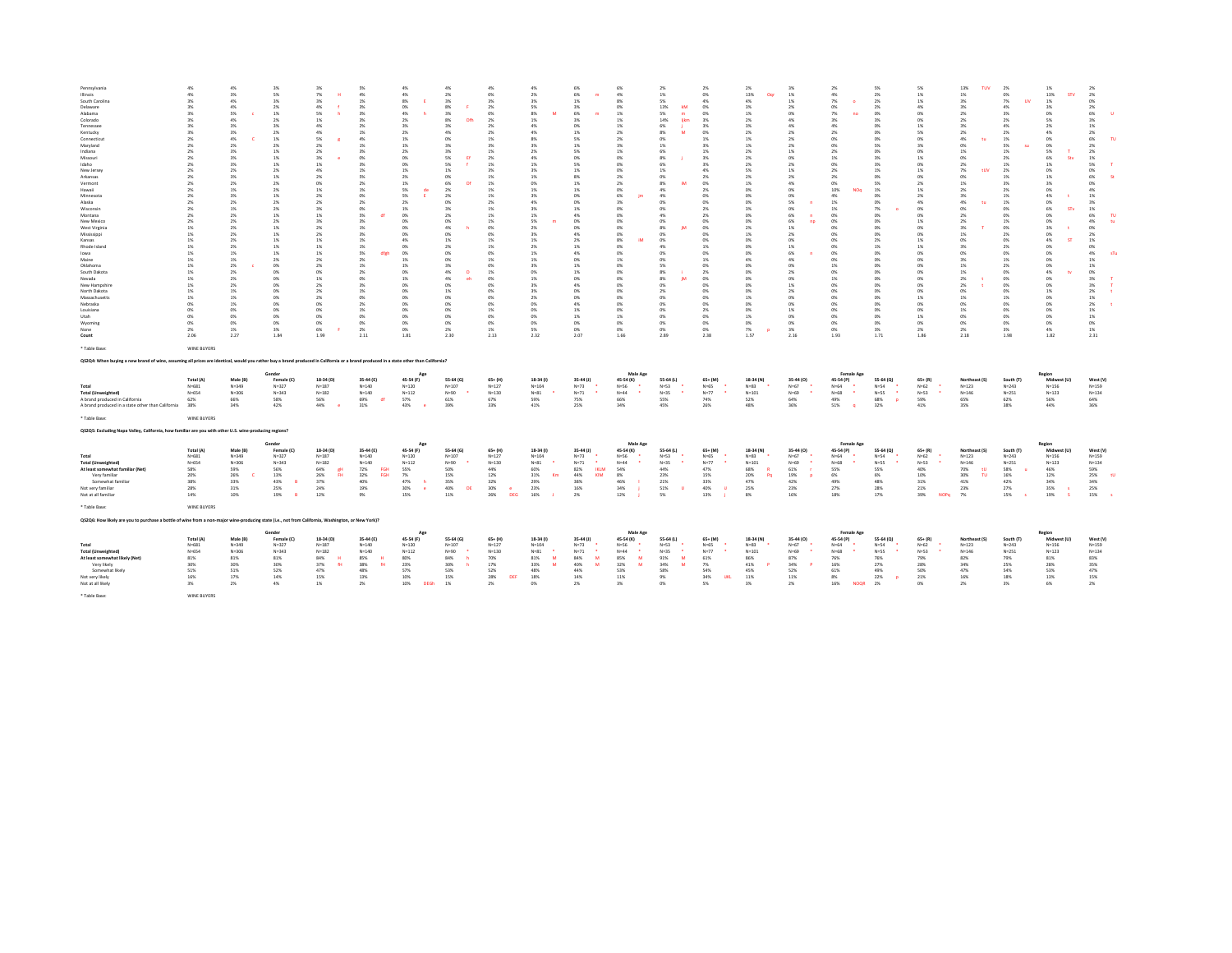| | Total (A) | Male (B) | Female (C) | 18-34 (D) | 35-44 (E) | 45-54 (F) | 55-64 (G) | 65+ (H) | Male 18-34 (I) | Male 35-44 (J) | Male 45-54 (K) | Male 55-64 (L) | Male 65+ (M) | Female 18-34 (N) | Female 35-44 (O) | Female 45-54 (P) | Female 55-64 (Q) | Female 65+ (R) | Northeast (S) | South (T) | Midwest (U) | West (V) |
|---|---|---|---|---|---|---|---|---|---|---|---|---|---|---|---|---|---|---|---|---|---|---|
| Pennsylvania | 4% | 4% | 3% | 3% | 5% | 4% | 4% | 4% | 4% | 6% | 6% | 2% | 2% | 2% | 3% | 2% | 5% | 5% | 13% TUV | 2% | 1% | 2% |
| Illinois | 4% | 3% | 5% | 7% H | 4% | 4% | 2% | 0% | 2% | 6% m | 4% | 1% | 0% | 13% Oqr | 1% | 4% | 2% | 1% | 1% | 0% | 13% STV | 2% |
| South Carolina | 3% | 4% | 3% | 3% | 1% | 8% E | 3% | 3% | 3% | 1% | 8% | 5% | 4% | 4% | 1% | 7% o | 2% | 1% | 3% | 7% UV | 1% | 0% |
| Delaware | 3% | 4% | 2% | 4% f | 3% | 0% | 8% F | 2% | 5% M | 3% | 0% | 13% kM | 0% | 3% | 2% | 0% | 2% | 4% | 3% | 4% | 3% | 2% |
| Alabama | 3% | 5% c | 1% | 5% h | 3% | 4% h | 3% | 0% | 8% M | 6% m | 1% | 5% m | 0% | 1% | 0% | 7% no | 0% | 0% | 2% | 3% | 0% | 6% U |
| Colorado | 3% | 4% | 2% | 1% | 3% | 2% | 8% Dfh | 2% | 1% | 3% | 1% | 14% ijkm | 3% | 2% | 4% | 3% | 3% | 0% | 2% | 2% | 5% | 3% |
| Tennessee | 3% | 3% | 3% | 4% | 2% | 3% | 3% | 2% | 4% | 0% | 1% | 6% j | 3% | 3% | 4% | 4% | 0% | 1% | 3% | 4% | 2% | 1% |
| Kentucky | 3% | 3% | 2% | 4% | 1% | 2% | 4% | 2% | 4% | 1% | 2% | 8% M | 0% | 2% | 2% | 2% | 0% | 5% | 2% | 2% | 4% | 2% |
| Connecticut | 2% | 4% C | 1% | 5% g | 4% | 1% | 0% | 1% | 8% | 5% | 2% | 0% | 1% | 1% | 2% | 0% | 0% | 0% | 4% tu | 1% | 0% | 6% TU |
| Maryland | 2% | 2% | 2% | 2% | 1% | 1% | 3% | 3% | 3% | 1% | 3% | 1% | 3% | 1% | 3% | 0% | 5% | 3% | 0% | 5% su | 0% | 2% |
| Indiana | 2% | 3% | 1% | 2% | 3% | 2% | 3% | 1% | 2% | 5% | 1% | 6% | 1% | 2% | 1% | 2% | 0% | 0% | 1% | 1% | 5% T | 2% |
| Missouri | 2% | 2% | 1% | 3% e | 0% | 0% | 5% Ef | 2% | 4% | 0% | 0% | 8% j | 3% | 2% | 0% | 1% | 3% | 1% | 0% | 2% | 6% Stv | 1% |
| Idaho | 2% | 3% | 1% | 1% | 3% | 0% | 5% f | 1% | 1% | 5% | 0% | 6% | 3% | 2% | 2% | 0% | 3% | 0% | 2% | 1% | 1% | 5% T |
| New Jersey | 2% | 2% | 2% | 4% | 2% | 1% | 1% | 3% | 3% | 1% | 0% | 1% | 4% | 5% | 1% | 2% | 1% | 1% | 7% tUV | 2% | 0% | 0% |
| Arkansas | 2% | 3% | 1% | 2% | 5% | 2% | 0% | 1% | 1% | 8% | 2% | 0% | 2% | 2% | 2% | 2% | 0% | 0% | 0% | 1% | 1% | 6% St |
| Vermont | 2% | 2% | 2% | 0% | 2% | 1% | 6% Df | 1% | 0% | 1% | 2% | 8% iM | 0% | 1% | 4% | 0% | 5% | 2% | 1% | 3% | 3% | 0% |
| Hawaii | 2% | 1% | 2% | 1% | 1% | 5% de | 2% | 1% | 1% | 1% | 0% | 4% | 2% | 0% | 0% | 10% NOq | 1% | 1% | 2% | 2% | 0% | 4% |
| Minnesota | 2% | 3% | 1% | 2% | 0% | 5% E | 2% | 1% | 3% | 0% | 6% jm | 4% | 0% | 0% | 0% | 4% | 0% | 2% | 3% | 1% | 4% t | 1% |
| Alaska | 2% | 2% | 2% | 2% | 2% | 2% | 0% | 2% | 4% | 0% | 3% | 0% | 0% | 0% | 5% n | 1% | 0% | 4% | 4% tu | 1% | 0% | 3% |
| Wisconsin | 2% | 1% | 2% | 3% | 0% | 1% | 3% | 1% | 3% | 1% | 0% | 0% | 2% | 3% | 0% | 1% | 7% o | 0% | 0% | 0% | 6% STv | 1% |
| Montana | 2% | 2% | 1% | 1% | 5% df | 0% | 2% | 1% | 1% | 4% | 0% | 4% | 2% | 0% | 6% n | 0% | 0% | 0% | 2% | 0% | 0% | 6% TU |
| New Mexico | 2% | 2% | 2% | 3% | 3% | 0% | 0% | 1% | 5% m | 0% | 0% | 0% | 0% | 0% | 6% np | 0% | 0% | 1% | 2% | 1% | 0% | 4% tu |
| West Virginia | 1% | 2% | 1% | 2% | 1% | 0% | 4% h | 0% | 2% | 0% | 0% | 8% jM | 0% | 2% | 1% | 0% | 0% | 0% | 3% T | 0% | 3% t | 0% |
| Mississippi | 1% | 2% | 1% | 2% | 3% | 0% | 0% | 0% | 3% | 4% | 0% | 0% | 0% | 1% | 2% | 0% | 0% | 0% | 1% | 2% | 0% | 2% |
| Kansas | 1% | 2% | 1% | 1% | 2% | 4% | 1% | 1% | 1% | 2% | 8% iM | 0% | 0% | 0% | 0% | 0% | 2% | 1% | 0% | 0% | 4% ST | 1% |
| Rhode Island | 1% | 2% | 1% | 1% | 1% | 0% | 2% | 1% | 2% | 1% | 0% | 4% | 1% | 0% | 1% | 0% | 3% | 1% | 3% | 2% | 0% | 0% |
| Iowa | 1% | 1% | 1% | 1% | 5% dfgh | 0% | 0% | 0% | 1% | 4% | 0% | 0% | 1% | 0% | 6% n | 0% | 0% | 0% | 0% | 0% | 0% | 4% sTu |
| Maine | 1% | 1% | 2% | 2% | 2% | 1% | 0% | 1% | 1% | 0% | 1% | 0% | 1% | 4% | 4% | 0% | 0% | 0% | 3% | 1% | 0% | 1% |
| Oklahoma | 1% | 2% c | 0% | 2% | 1% | 1% | 3% | 0% | 3% | 1% | 0% | 5% | 0% | 0% | 0% | 1% | 0% | 0% | 1% | 2% | 0% | 1% |
| South Dakota | 1% | 2% | 0% | 0% | 2% | 2% | 4% D | 1% | 0% | 1% | 0% | 8% i | 2% | 0% | 2% | 0% | 0% | 0% | 1% | 0% | 4% tv | 0% |
| Nevada | 1% | 2% | 0% | 1% | 0% | 1% | 4% eh | 0% | 1% | 0% | 0% | 8% jM | 0% | 0% | 1% | 1% | 0% | 0% | 2% t | 0% | 0% | 3% T |
| New Hampshire | 1% | 2% | 0% | 2% | 3% | 0% | 0% | 0% | 3% | 4% | 0% | 0% | 0% | 0% | 1% | 0% | 0% | 0% | 2% t | 0% | 0% | 3% T |
| North Dakota | 1% | 1% | 0% | 2% | 1% | 0% | 1% | 0% | 3% | 0% | 0% | 2% | 0% | 0% | 2% | 0% | 0% | 0% | 0% | 0% | 1% | 2% t |
| Massachusetts | 1% | 1% | 0% | 2% | 0% | 0% | 0% | 0% | 2% | 0% | 0% | 0% | 0% | 1% | 0% | 0% | 0% | 1% | 1% | 1% | 0% | 1% |
| Nebraska | 0% | 1% | 0% | 0% | 2% | 0% | 0% | 0% | 0% | 4% | 0% | 0% | 0% | 0% | 0% | 0% | 0% | 0% | 0% | 0% | 0% | 2% t |
| Louisiana | 0% | 0% | 0% | 0% | 1% | 0% | 0% | 1% | 0% | 1% | 0% | 0% | 2% | 0% | 1% | 0% | 0% | 0% | 1% | 0% | 0% | 1% |
| Utah | 0% | 0% | 0% | 0% | 0% | 0% | 0% | 0% | 0% | 1% | 1% | 0% | 0% | 1% | 0% | 0% | 0% | 1% | 0% | 0% | 0% | 0% |
| Wyoming | 0% | 0% | 0% | 0% | 0% | 0% | 0% | 0% | 0% | 0% | 0% | 0% | 0% | 0% | 0% | 0% | 0% | 0% | 0% | 0% | 0% | 0% |
| None | 2% | 1% | 3% | 6% F | 2% | 0% | 2% | 1% | 5% | 0% | 0% | 0% | 0% | 7% p | 3% | 0% | 3% | 2% | 2% | 3% | 4% | 1% |
| **Count** | 2.06 | 2.27 | 1.84 | 1.99 | 2.11 | 1.81 | 2.30 | 2.13 | 2.32 | 2.07 | 1.66 | 2.89 | 2.38 | 1.57 | 2.16 | 1.93 | 1.71 | 1.86 | 2.18 | 1.98 | 1.82 | 2.31 |

* Table Base: WINE BUYERS

**Q52Q4: When buying a new brand of wine, assuming all prices are identical, would you rather buy a brand produced in California or a brand produced in a state other than California?**

| | | Gender | | Age | | | | | Male Age | | | | | Female Age | | | | | Region | | | |
|---|---|---|---|---|---|---|---|---|---|---|---|---|---|---|---|---|---|---|---|---|---|---|
| | Total (A) | Male (B) | Female (C) | 18-34 (D) | 35-44 (E) | 45-54 (F) | 55-64 (G) | 65+ (H) | 18-34 (I) | 35-44 (J) | 45-54 (K) | 55-64 (L) | 65+ (M) | 18-34 (N) | 35-44 (O) | 45-54 (P) | 55-64 (Q) | 65+ (R) | Northeast (S) | South (T) | Midwest (U) | West (V) |
| **Total** | N=681 | N=349 | N=327 | N=187 | N=140 | N=120 | N=107 | N=127 | N=104 | N=73 * | N=56 * | N=53 * | N=65 * | N=83 * | N=67 * | N=64 * | N=54 * | N=62 * | N=123 | N=243 | N=156 | N=159 |
| **Total (Unweighted)** | N=654 | N=306 | N=343 | N=182 | N=140 | N=112 | N=90 * | N=130 | N=81 * | N=71 * | N=44 * | N=35 * | N=77 * | N=101 | N=69 * | N=68 * | N=55 * | N=53 * | N=146 | N=251 | N=123 | N=134 |
| A brand produced in California | 62% | 66% | 58% | 56% | 69% df | 57% | 61% | 67% | 59% | 75% | 66% | 55% | 74% | 52% | 64% | 49% | 68% p | 59% | 65% | 62% | 56% | 64% |
| A brand produced in a state other than California | 38% | 34% | 42% | 44% e | 31% | 43% e | 39% | 33% | 41% | 25% | 34% | 45% | 26% | 48% | 36% | 51% q | 32% | 41% | 35% | 38% | 44% | 36% |

* Table Base: WINE BUYERS

**Q52Q5: Excluding Napa Valley, California, how familiar are you with other U.S. wine-producing regions?**

| | | Gender | | Age | | | | | Male Age | | | | | Female Age | | | | | Region | | | |
|---|---|---|---|---|---|---|---|---|---|---|---|---|---|---|---|---|---|---|---|---|---|---|
| | Total (A) | Male (B) | Female (C) | 18-34 (D) | 35-44 (E) | 45-54 (F) | 55-64 (G) | 65+ (H) | 18-34 (I) | 35-44 (J) | 45-54 (K) | 55-64 (L) | 65+ (M) | 18-34 (N) | 35-44 (O) | 45-54 (P) | 55-64 (Q) | 65+ (R) | Northeast (S) | South (T) | Midwest (U) | West (V) |
| **Total** | N=681 | N=349 | N=327 | N=187 | N=140 | N=120 | N=107 | N=127 | N=104 | N=73 * | N=56 * | N=53 * | N=65 * | N=83 * | N=67 * | N=64 * | N=54 * | N=62 * | N=123 | N=243 | N=156 | N=159 |
| **Total (Unweighted)** | N=654 | N=306 | N=343 | N=182 | N=140 | N=112 | N=90 * | N=130 | N=81 * | N=71 * | N=44 * | N=35 * | N=77 * | N=101 | N=69 * | N=68 * | N=55 * | N=53 * | N=146 | N=251 | N=123 | N=134 |
| **At least somewhat familiar (Net)** | 58% | 59% | 56% | 64% gH | 72% FGH | 55% | 50% | 44% | 60% | 82% IKLM | 54% | 44% | 47% | 68% R | 61% r | 55% | 55% | 40% | 70% tU | 58% u | 46% | 59% |
| Very familiar | 20% | 26% C | 13% | 26% FH | 32% FGH | 7% | 15% | 12% | 31% Km | 44% KlM | 8% | 23% | 15% | 20% Pq | 19% p | 6% | 6% | 10% | 30% TU | 16% | 12% | 25% tU |
| Somewhat familiar | 38% | 33% | 43% B | 37% | 40% | 47% h | 35% | 32% | 29% | 38% | 46% l | 21% | 33% | 47% | 42% | 49% | 48% | 31% | 41% | 42% | 34% | 34% |
| Not very familiar | 28% | 31% | 25% | 24% | 19% | 30% e | 40% DE | 30% e | 23% | 16% | 34% j | 51% IJ | 40% IJ | 25% | 23% | 27% | 28% | 21% | 23% | 27% | 35% s | 25% |
| Not at all familiar | 14% | 10% | 19% B | 12% | 9% | 15% | 11% | 26% DEG | 16% J | 2% | 12% j | 5% | 13% j | 8% | 16% | 18% | 17% | 39% NOPq | 7% | 15% s | 19% S | 15% s |

* Table Base: WINE BUYERS

**Q52Q6: How likely are you to purchase a bottle of wine from a non-major wine-producing state (i.e., not from California, Washington, or New York)?**

| | | Gender | | Age | | | | | Male Age | | | | | Female Age | | | | | Region | | | |
|---|---|---|---|---|---|---|---|---|---|---|---|---|---|---|---|---|---|---|---|---|---|---|
| | Total (A) | Male (B) | Female (C) | 18-34 (D) | 35-44 (E) | 45-54 (F) | 55-64 (G) | 65+ (H) | 18-34 (I) | 35-44 (J) | 45-54 (K) | 55-64 (L) | 65+ (M) | 18-34 (N) | 35-44 (O) | 45-54 (P) | 55-64 (Q) | 65+ (R) | Northeast (S) | South (T) | Midwest (U) | West (V) |
| **Total** | N=681 | N=349 | N=327 | N=187 | N=140 | N=120 | N=107 | N=127 | N=104 | N=73 * | N=56 * | N=53 * | N=65 * | N=83 * | N=67 * | N=64 * | N=54 * | N=62 * | N=123 | N=243 | N=156 | N=159 |
| **Total (Unweighted)** | N=654 | N=306 | N=343 | N=182 | N=140 | N=112 | N=90 * | N=130 | N=81 * | N=71 * | N=44 * | N=35 * | N=77 * | N=101 | N=69 * | N=68 * | N=55 * | N=53 * | N=146 | N=251 | N=123 | N=134 |
| **At least somewhat likely (Net)** | 81% | 81% | 81% | 84% H | 85% H | 80% | 84% h | 70% | 81% M | 84% M | 85% M | 91% M | 61% | 86% | 87% | 76% | 76% | 79% | 82% | 79% | 81% | 83% |
| Very likely | 30% | 30% | 30% | 37% fH | 38% fH | 23% | 30% h | 17% | 33% M | 40% M | 32% M | 34% M | 7% | 41% P | 34% P | 16% | 27% | 28% | 34% | 25% | 28% | 35% |
| Somewhat likely | 51% | 51% | 52% | 47% | 48% | 57% | 53% | 52% | 48% | 44% | 53% | 58% | 54% | 45% | 52% | 61% | 49% | 50% | 47% | 54% | 53% | 47% |
| Not very likely | 16% | 17% | 14% | 15% | 13% | 10% | 15% | 28% DEF | 18% | 14% | 11% | 9% | 34% IJKL | 11% | 11% | 8% | 22% p | 21% | 16% | 18% | 13% | 15% |
| Not at all likely | 3% | 2% | 4% | 1% | 2% | 10% DEGh | 1% | 2% | 0% | 2% | 3% | 0% | 5% | 3% | 2% | 16% NOQR | 2% | 0% | 2% | 3% | 6% | 2% |

* Table Base: WINE BUYERS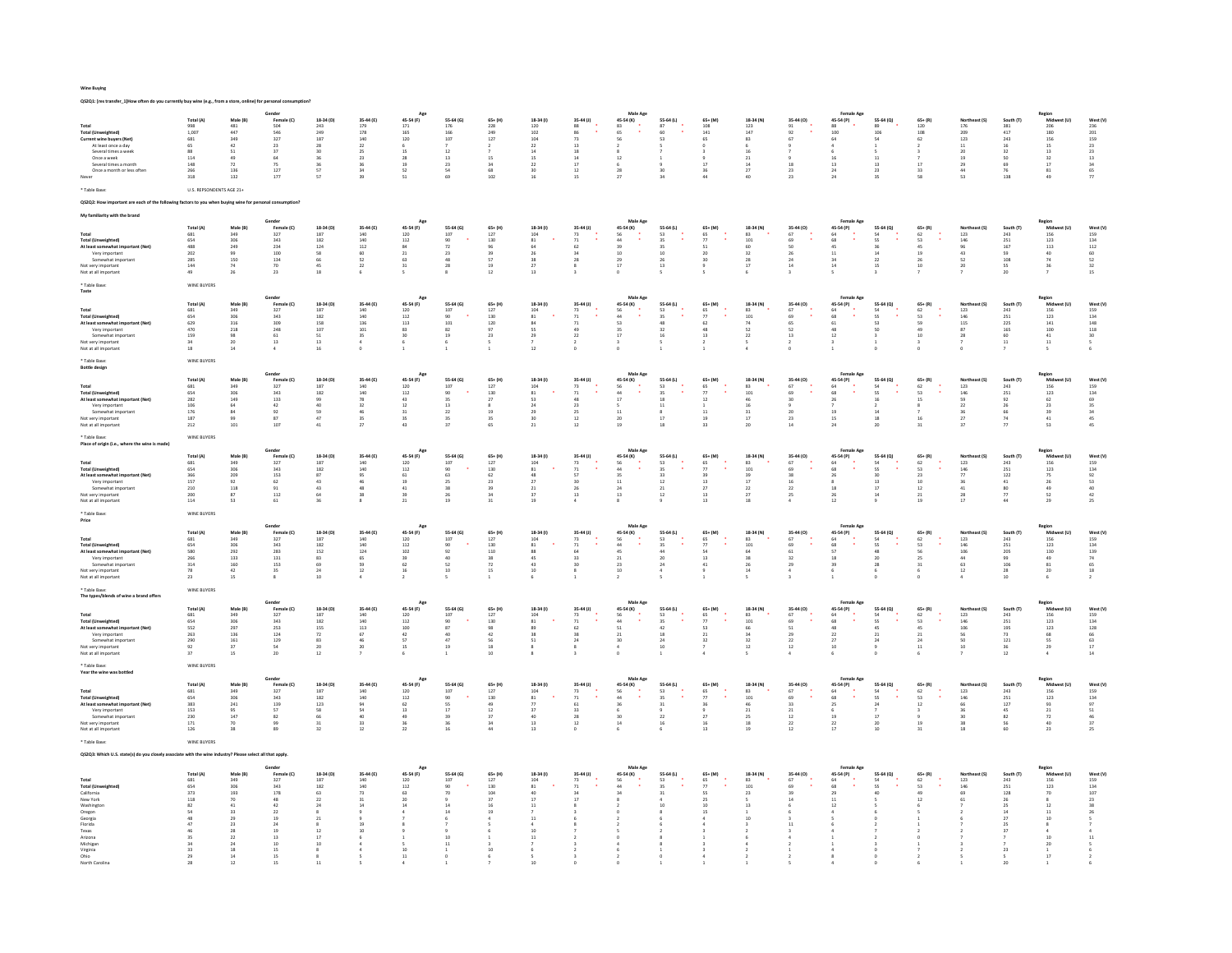**Wine Buying**

**QS2Q1: [res transfer_1]How often do you currently buy wine (e.g., from a store, online) for personal consumption?**

| | | Gender | | Age | | | | | Male Age | | | | | Female Age | | | | | Region | | | |
|---|---|---|---|---|---|---|---|---|---|---|---|---|---|---|---|---|---|---|---|---|---|---|
| | Total (A) | Male (B) | Female (C) | 18-34 (D) | 35-44 (E) | 45-54 (F) | 55-64 (G) | 65+ (H) | 18-34 (I) | 35-44 (J) | 45-54 (K) | 55-64 (L) | 65+ (M) | 18-34 (N) | 35-44 (O) | 45-54 (P) | 55-64 (Q) | 65+ (R) | Northeast (S) | South (T) | Midwest (U) | West (V) |
| Total | 998 | 481 | 504 | 243 | 179 | 171 | 176 | 228 | 120 | 88 | 83 | 87 | 108 | 123 | 91 | 88 | 89 | 120 | 176 | 381 | 206 | 236 |
| Total (Unweighted) | 1,007 | 447 | 546 | 249 | 178 | 165 | 166 | 249 | 102 | 86 | 65 | 60 | 141 | 147 | 92 | 100 | 106 | 108 | 209 | 417 | 180 | 201 |
| Current wine buyers (Net) | 681 | 349 | 327 | 187 | 140 | 120 | 107 | 127 | 104 | 73 | 56 | 53 | 65 | 83 | 67 | 64 | 54 | 62 | 123 | 243 | 156 | 159 |
| At least once a day | 65 | 42 | 23 | 28 | 22 | 6 | 7 | 2 | 22 | 13 | 2 | 5 | 0 | 6 | 9 | 4 | 1 | 2 | 11 | 16 | 15 | 23 |
| Several times a week | 88 | 51 | 37 | 30 | 25 | 15 | 12 | 7 | 14 | 18 | 8 | 7 | 3 | 16 | 7 | 6 | 5 | 3 | 20 | 32 | 13 | 23 |
| Once a week | 114 | 49 | 64 | 36 | 23 | 28 | 13 | 15 | 15 | 14 | 12 | 1 | 9 | 21 | 9 | 16 | 11 | 7 | 19 | 50 | 32 | 13 |
| Several times a month | 148 | 72 | 75 | 36 | 36 | 19 | 23 | 34 | 22 | 17 | 6 | 9 | 17 | 14 | 18 | 13 | 13 | 17 | 29 | 69 | 17 | 34 |
| Once a month or less often | 266 | 136 | 127 | 57 | 34 | 52 | 54 | 68 | 30 | 12 | 28 | 30 | 36 | 27 | 23 | 24 | 23 | 33 | 44 | 76 | 81 | 65 |
| Never | 318 | 132 | 177 | 57 | 39 | 51 | 69 | 102 | 16 | 15 | 27 | 34 | 44 | 40 | 23 | 24 | 35 | 58 | 53 | 138 | 49 | 77 |

* Table Base: U.S. RESPONDENTS AGE 21+

**QS2Q2: How important are each of the following factors to you when buying wine for personal consumption?**

**My familiarity with the brand**

| | Total (A) | Male (B) | Female (C) | 18-34 (D) | 35-44 (E) | 45-54 (F) | 55-64 (G) | 65+ (H) | 18-34 (I) | 35-44 (J) | 45-54 (K) | 55-64 (L) | 65+ (M) | 18-34 (N) | 35-44 (O) | 45-54 (P) | 55-64 (Q) | 65+ (R) | Northeast (S) | South (T) | Midwest (U) | West (V) |
|---|---|---|---|---|---|---|---|---|---|---|---|---|---|---|---|---|---|---|---|---|---|---|
| Total | 681 | 349 | 327 | 187 | 140 | 120 | 107 | 127 | 104 | 73 | 56 | 53 | 65 | 83 | 67 | 64 | 54 | 62 | 123 | 243 | 156 | 159 |
| Total (Unweighted) | 654 | 306 | 343 | 182 | 140 | 112 | 90 | 130 | 81 | 71 | 44 | 35 | 77 | 101 | 69 | 68 | 55 | 53 | 146 | 251 | 123 | 134 |
| At least somewhat important (Net) | 488 | 249 | 234 | 124 | 112 | 84 | 72 | 96 | 64 | 62 | 39 | 35 | 51 | 60 | 50 | 45 | 36 | 45 | 96 | 167 | 113 | 112 |
| Very important | 202 | 99 | 100 | 58 | 60 | 21 | 23 | 39 | 26 | 34 | 10 | 10 | 20 | 32 | 26 | 11 | 14 | 19 | 43 | 59 | 40 | 60 |
| Somewhat important | 285 | 150 | 134 | 66 | 52 | 63 | 48 | 57 | 38 | 28 | 29 | 26 | 30 | 28 | 24 | 34 | 22 | 26 | 52 | 108 | 74 | 52 |
| Not very important | 144 | 74 | 70 | 45 | 22 | 31 | 28 | 19 | 27 | 8 | 17 | 13 | 9 | 17 | 14 | 14 | 15 | 10 | 20 | 55 | 36 | 32 |
| Not at all important | 49 | 26 | 23 | 18 | 6 | 5 | 8 | 12 | 13 | 3 | 0 | 5 | 5 | 6 | 3 | 5 | 3 | 7 | 7 | 20 | 7 | 15 |

* Table Base: WINE BUYERS

**Taste**

| | Total (A) | Male (B) | Female (C) | 18-34 (D) | 35-44 (E) | 45-54 (F) | 55-64 (G) | 65+ (H) | 18-34 (I) | 35-44 (J) | 45-54 (K) | 55-64 (L) | 65+ (M) | 18-34 (N) | 35-44 (O) | 45-54 (P) | 55-64 (Q) | 65+ (R) | Northeast (S) | South (T) | Midwest (U) | West (V) |
|---|---|---|---|---|---|---|---|---|---|---|---|---|---|---|---|---|---|---|---|---|---|---|
| Total | 681 | 349 | 327 | 187 | 140 | 120 | 107 | 127 | 104 | 73 | 56 | 53 | 65 | 83 | 67 | 64 | 54 | 62 | 123 | 243 | 156 | 159 |
| Total (Unweighted) | 654 | 306 | 343 | 182 | 140 | 112 | 90 | 130 | 81 | 71 | 44 | 35 | 77 | 101 | 69 | 68 | 55 | 53 | 146 | 251 | 123 | 134 |
| At least somewhat important (Net) | 629 | 316 | 309 | 158 | 136 | 113 | 101 | 120 | 84 | 71 | 53 | 48 | 62 | 74 | 65 | 61 | 53 | 59 | 115 | 225 | 141 | 148 |
| Very important | 470 | 218 | 248 | 107 | 101 | 83 | 82 | 97 | 55 | 49 | 35 | 32 | 48 | 52 | 52 | 48 | 50 | 49 | 87 | 165 | 100 | 118 |
| Somewhat important | 159 | 98 | 61 | 51 | 35 | 30 | 19 | 23 | 29 | 22 | 17 | 16 | 13 | 22 | 13 | 12 | 3 | 10 | 28 | 60 | 41 | 30 |
| Not very important | 34 | 20 | 13 | 13 | 4 | 6 | 6 | 5 | 7 | 2 | 3 | 5 | 2 | 5 | 2 | 3 | 1 | 3 | 7 | 11 | 11 | 5 |
| Not at all important | 18 | 14 | 4 | 16 | 0 | 1 | 1 | 1 | 12 | 0 | 0 | 1 | 1 | 4 | 0 | 1 | 0 | 0 | 0 | 7 | 5 | 6 |

* Table Base: WINE BUYERS

**Bottle design**

| | Total (A) | Male (B) | Female (C) | 18-34 (D) | 35-44 (E) | 45-54 (F) | 55-64 (G) | 65+ (H) | 18-34 (I) | 35-44 (J) | 45-54 (K) | 55-64 (L) | 65+ (M) | 18-34 (N) | 35-44 (O) | 45-54 (P) | 55-64 (Q) | 65+ (R) | Northeast (S) | South (T) | Midwest (U) | West (V) |
|---|---|---|---|---|---|---|---|---|---|---|---|---|---|---|---|---|---|---|---|---|---|---|
| Total | 681 | 349 | 327 | 187 | 140 | 120 | 107 | 127 | 104 | 73 | 56 | 53 | 65 | 83 | 67 | 64 | 54 | 62 | 123 | 243 | 156 | 159 |
| Total (Unweighted) | 654 | 306 | 343 | 182 | 140 | 112 | 90 | 130 | 81 | 71 | 44 | 35 | 77 | 101 | 69 | 68 | 55 | 53 | 146 | 251 | 123 | 134 |
| At least somewhat important (Net) | 282 | 149 | 133 | 99 | 78 | 43 | 35 | 27 | 53 | 48 | 17 | 18 | 12 | 46 | 30 | 26 | 16 | 15 | 59 | 92 | 62 | 69 |
| Very important | 106 | 64 | 42 | 40 | 32 | 12 | 13 | 8 | 24 | 23 | 5 | 11 | 1 | 16 | 9 | 7 | 2 | 8 | 22 | 26 | 23 | 35 |
| Somewhat important | 176 | 84 | 92 | 59 | 46 | 31 | 22 | 19 | 29 | 25 | 11 | 8 | 11 | 31 | 20 | 19 | 14 | 7 | 36 | 66 | 39 | 34 |
| Not very important | 187 | 99 | 87 | 47 | 35 | 35 | 35 | 35 | 30 | 12 | 20 | 17 | 19 | 17 | 23 | 15 | 18 | 16 | 27 | 74 | 41 | 45 |
| Not at all important | 212 | 101 | 107 | 41 | 27 | 43 | 37 | 65 | 21 | 12 | 19 | 18 | 33 | 20 | 14 | 24 | 20 | 31 | 37 | 77 | 53 | 45 |

* Table Base: WINE BUYERS

**Place of origin (i.e., where the wine is made)**

| | Total (A) | Male (B) | Female (C) | 18-34 (D) | 35-44 (E) | 45-54 (F) | 55-64 (G) | 65+ (H) | 18-34 (I) | 35-44 (J) | 45-54 (K) | 55-64 (L) | 65+ (M) | 18-34 (N) | 35-44 (O) | 45-54 (P) | 55-64 (Q) | 65+ (R) | Northeast (S) | South (T) | Midwest (U) | West (V) |
|---|---|---|---|---|---|---|---|---|---|---|---|---|---|---|---|---|---|---|---|---|---|---|
| Total | 681 | 349 | 327 | 187 | 140 | 120 | 107 | 127 | 104 | 73 | 56 | 53 | 65 | 83 | 67 | 64 | 54 | 62 | 123 | 243 | 156 | 159 |
| Total (Unweighted) | 654 | 306 | 343 | 182 | 140 | 112 | 90 | 130 | 81 | 71 | 44 | 35 | 77 | 101 | 69 | 68 | 55 | 53 | 146 | 251 | 123 | 134 |
| At least somewhat important (Net) | 366 | 209 | 153 | 87 | 95 | 61 | 63 | 62 | 48 | 57 | 35 | 33 | 39 | 39 | 38 | 26 | 30 | 23 | 77 | 122 | 75 | 92 |
| Very important | 157 | 92 | 62 | 43 | 46 | 19 | 25 | 23 | 27 | 30 | 11 | 12 | 13 | 17 | 16 | 8 | 13 | 10 | 36 | 41 | 26 | 53 |
| Somewhat important | 210 | 118 | 91 | 43 | 48 | 41 | 38 | 39 | 21 | 26 | 24 | 21 | 27 | 22 | 22 | 18 | 17 | 12 | 41 | 80 | 49 | 40 |
| Not very important | 200 | 87 | 112 | 64 | 38 | 39 | 26 | 34 | 37 | 13 | 13 | 12 | 13 | 26 | 25 | 26 | 14 | 21 | 28 | 77 | 52 | 42 |
| Not at all important | 114 | 53 | 61 | 36 | 8 | 21 | 19 | 31 | 19 | 4 | 8 | 9 | 13 | 18 | 4 | 12 | 9 | 19 | 17 | 44 | 29 | 25 |

* Table Base: WINE BUYERS

**Price**

| | Total (A) | Male (B) | Female (C) | 18-34 (D) | 35-44 (E) | 45-54 (F) | 55-64 (G) | 65+ (H) | 18-34 (I) | 35-44 (J) | 45-54 (K) | 55-64 (L) | 65+ (M) | 18-34 (N) | 35-44 (O) | 45-54 (P) | 55-64 (Q) | 65+ (R) | Northeast (S) | South (T) | Midwest (U) | West (V) |
|---|---|---|---|---|---|---|---|---|---|---|---|---|---|---|---|---|---|---|---|---|---|---|
| Total | 681 | 349 | 327 | 187 | 140 | 120 | 107 | 127 | 104 | 73 | 56 | 53 | 65 | 83 | 67 | 64 | 54 | 62 | 123 | 243 | 156 | 159 |
| Total (Unweighted) | 654 | 306 | 343 | 182 | 140 | 112 | 90 | 130 | 81 | 71 | 44 | 35 | 77 | 101 | 69 | 68 | 55 | 53 | 146 | 251 | 123 | 134 |
| At least somewhat important (Net) | 580 | 292 | 283 | 152 | 124 | 102 | 92 | 110 | 88 | 64 | 45 | 44 | 54 | 64 | 61 | 57 | 48 | 56 | 106 | 205 | 130 | 139 |
| Very important | 266 | 133 | 131 | 83 | 65 | 39 | 40 | 38 | 45 | 33 | 21 | 20 | 13 | 38 | 32 | 18 | 20 | 25 | 44 | 99 | 49 | 74 |
| Somewhat important | 314 | 160 | 153 | 69 | 59 | 62 | 52 | 72 | 43 | 30 | 23 | 24 | 41 | 26 | 29 | 39 | 28 | 31 | 63 | 106 | 81 | 65 |
| Not very important | 78 | 42 | 35 | 24 | 12 | 16 | 10 | 15 | 10 | 8 | 10 | 4 | 9 | 14 | 4 | 6 | 6 | 6 | 12 | 28 | 20 | 18 |
| Not at all important | 23 | 15 | 8 | 10 | 4 | 2 | 5 | 1 | 6 | 1 | 2 | 5 | 1 | 5 | 3 | 1 | 0 | 0 | 4 | 10 | 6 | 2 |

* Table Base: WINE BUYERS

**The types/blends of wine a brand offers**

| | Total (A) | Male (B) | Female (C) | 18-34 (D) | 35-44 (E) | 45-54 (F) | 55-64 (G) | 65+ (H) | 18-34 (I) | 35-44 (J) | 45-54 (K) | 55-64 (L) | 65+ (M) | 18-34 (N) | 35-44 (O) | 45-54 (P) | 55-64 (Q) | 65+ (R) | Northeast (S) | South (T) | Midwest (U) | West (V) |
|---|---|---|---|---|---|---|---|---|---|---|---|---|---|---|---|---|---|---|---|---|---|---|
| Total | 681 | 349 | 327 | 187 | 140 | 120 | 107 | 127 | 104 | 73 | 56 | 53 | 65 | 83 | 67 | 64 | 54 | 62 | 123 | 243 | 156 | 159 |
| Total (Unweighted) | 654 | 306 | 343 | 182 | 140 | 112 | 90 | 130 | 81 | 71 | 44 | 35 | 77 | 101 | 69 | 68 | 55 | 53 | 146 | 251 | 123 | 134 |
| At least somewhat important (Net) | 552 | 297 | 253 | 155 | 113 | 100 | 87 | 98 | 89 | 62 | 51 | 42 | 53 | 66 | 51 | 48 | 45 | 45 | 106 | 195 | 123 | 128 |
| Very important | 263 | 136 | 124 | 72 | 67 | 42 | 40 | 42 | 38 | 38 | 21 | 18 | 21 | 34 | 29 | 22 | 21 | 21 | 56 | 73 | 68 | 66 |
| Somewhat important | 290 | 161 | 129 | 83 | 46 | 57 | 47 | 56 | 51 | 24 | 30 | 24 | 32 | 32 | 22 | 27 | 24 | 24 | 50 | 121 | 55 | 63 |
| Not very important | 92 | 37 | 54 | 20 | 20 | 15 | 19 | 18 | 8 | 8 | 4 | 10 | 7 | 12 | 12 | 10 | 9 | 11 | 10 | 36 | 29 | 17 |
| Not at all important | 37 | 15 | 20 | 12 | 7 | 6 | 1 | 10 | 8 | 3 | 0 | 1 | 4 | 5 | 4 | 6 | 0 | 6 | 7 | 12 | 4 | 14 |

* Table Base: WINE BUYERS

**Year the wine was bottled**

| | Total (A) | Male (B) | Female (C) | 18-34 (D) | 35-44 (E) | 45-54 (F) | 55-64 (G) | 65+ (H) | 18-34 (I) | 35-44 (J) | 45-54 (K) | 55-64 (L) | 65+ (M) | 18-34 (N) | 35-44 (O) | 45-54 (P) | 55-64 (Q) | 65+ (R) | Northeast (S) | South (T) | Midwest (U) | West (V) |
|---|---|---|---|---|---|---|---|---|---|---|---|---|---|---|---|---|---|---|---|---|---|---|
| Total | 681 | 349 | 327 | 187 | 140 | 120 | 107 | 127 | 104 | 73 | 56 | 53 | 65 | 83 | 67 | 64 | 54 | 62 | 123 | 243 | 156 | 159 |
| Total (Unweighted) | 654 | 306 | 343 | 182 | 140 | 112 | 90 | 130 | 81 | 71 | 44 | 35 | 77 | 101 | 69 | 68 | 55 | 53 | 146 | 251 | 123 | 134 |
| At least somewhat important (Net) | 383 | 241 | 139 | 123 | 94 | 62 | 55 | 49 | 77 | 61 | 36 | 31 | 36 | 46 | 33 | 25 | 24 | 12 | 66 | 127 | 93 | 97 |
| Very important | 153 | 95 | 57 | 58 | 54 | 13 | 17 | 12 | 37 | 33 | 6 | 9 | 9 | 21 | 21 | 6 | 7 | 3 | 36 | 45 | 21 | 51 |
| Somewhat important | 230 | 147 | 82 | 66 | 40 | 49 | 39 | 37 | 40 | 28 | 30 | 22 | 27 | 25 | 12 | 19 | 17 | 9 | 30 | 82 | 72 | 46 |
| Not very important | 171 | 70 | 99 | 31 | 33 | 36 | 36 | 34 | 13 | 12 | 14 | 16 | 16 | 18 | 22 | 22 | 20 | 19 | 38 | 56 | 40 | 37 |
| Not at all important | 126 | 38 | 89 | 32 | 12 | 22 | 16 | 44 | 13 | 0 | 6 | 6 | 13 | 19 | 12 | 17 | 10 | 31 | 18 | 60 | 23 | 25 |

* Table Base: WINE BUYERS

**QS2Q3: Which U.S. state(s) do you closely associate with the wine industry? Please select all that apply.**

| | Total (A) | Male (B) | Female (C) | 18-34 (D) | 35-44 (E) | 45-54 (F) | 55-64 (G) | 65+ (H) | 18-34 (I) | 35-44 (J) | 45-54 (K) | 55-64 (L) | 65+ (M) | 18-34 (N) | 35-44 (O) | 45-54 (P) | 55-64 (Q) | 65+ (R) | Northeast (S) | South (T) | Midwest (U) | West (V) |
|---|---|---|---|---|---|---|---|---|---|---|---|---|---|---|---|---|---|---|---|---|---|---|
| Total | 681 | 349 | 327 | 187 | 140 | 120 | 107 | 127 | 104 | 73 | 56 | 53 | 65 | 83 | 67 | 64 | 54 | 62 | 123 | 243 | 156 | 159 |
| Total (Unweighted) | 654 | 306 | 343 | 182 | 140 | 112 | 90 | 130 | 81 | 71 | 44 | 35 | 77 | 101 | 69 | 68 | 55 | 53 | 146 | 251 | 123 | 134 |
| California | 373 | 193 | 178 | 63 | 73 | 63 | 70 | 104 | 40 | 34 | 34 | 31 | 55 | 23 | 39 | 29 | 40 | 49 | 69 | 128 | 70 | 107 |
| New York | 118 | 70 | 48 | 22 | 31 | 20 | 9 | 37 | 17 | 17 | 8 | 4 | 25 | 5 | 14 | 11 | 5 | 12 | 61 | 26 | 8 | 23 |
| Washington | 82 | 41 | 42 | 24 | 14 | 14 | 14 | 16 | 11 | 8 | 2 | 10 | 10 | 13 | 6 | 12 | 5 | 6 | 7 | 25 | 12 | 38 |
| Oregon | 54 | 33 | 22 | 8 | 9 | 4 | 14 | 19 | 7 | 3 | 0 | 8 | 15 | 1 | 6 | 4 | 6 | 5 | 2 | 14 | 11 | 26 |
| Georgia | 48 | 29 | 19 | 21 | 9 | 7 | 6 | 4 | 11 | 6 | 2 | 6 | 4 | 10 | 3 | 5 | 0 | 1 | 6 | 27 | 10 | 5 |
| Florida | 47 | 23 | 24 | 8 | 19 | 8 | 7 | 5 | 4 | 8 | 2 | 4 | 4 | 3 | 11 | 6 | 2 | 1 | 7 | 25 | 8 | 7 |
| Texas | 46 | 28 | 19 | 12 | 10 | 9 | 9 | 6 | 10 | 7 | 5 | 2 | 3 | 2 | 3 | 4 | 7 | 2 | 2 | 37 | 4 | 4 |
| Arizona | 35 | 22 | 13 | 17 | 6 | 1 | 10 | 1 | 11 | 2 | 0 | 8 | 1 | 6 | 4 | 1 | 2 | 0 | 7 | 7 | 10 | 11 |
| Michigan | 34 | 24 | 10 | 10 | 4 | 5 | 11 | 3 | 7 | 3 | 4 | 8 | 3 | 4 | 2 | 1 | 3 | 1 | 3 | 7 | 20 | 5 |
| Virginia | 33 | 18 | 15 | 8 | 4 | 10 | 1 | 10 | 6 | 2 | 6 | 1 | 3 | 2 | 1 | 4 | 0 | 7 | 2 | 23 | 1 | 6 |
| Ohio | 29 | 14 | 15 | 8 | 5 | 11 | 0 | 6 | 5 | 3 | 2 | 0 | 4 | 2 | 2 | 8 | 0 | 2 | 5 | 5 | 17 | 2 |
| North Carolina | 28 | 12 | 15 | 11 | 5 | 4 | 1 | 7 | 10 | 0 | 0 | 1 | 1 | 1 | 5 | 4 | 0 | 6 | 1 | 20 | 1 | 6 |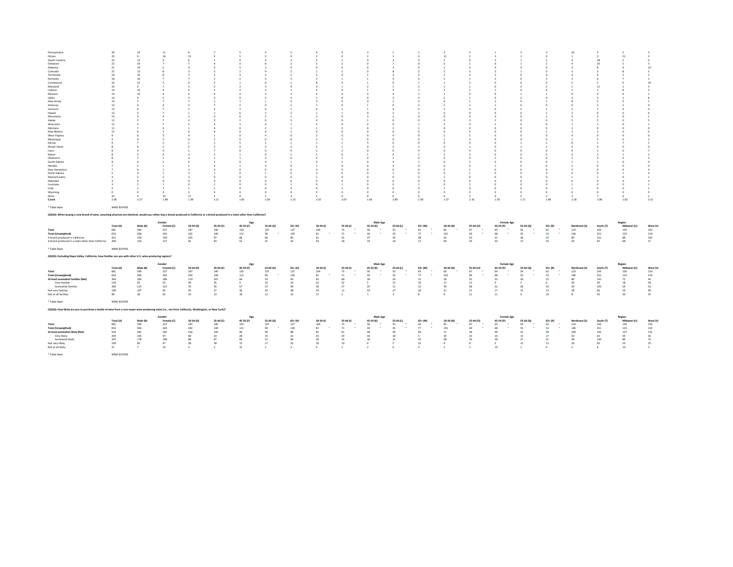| | | | | | | | | | | | | | | | | | | | | | |
|---|---|---|---|---|---|---|---|---|---|---|---|---|---|---|---|---|---|---|---|---|---|
| Pennsylvania | 26 | 14 | 11 | 6 | 7 | 5 | 4 | 5 | 4 | 4 | 3 | 1 | 1 | 2 | 2 | 1 | 3 | 3 | 16 | 5 | 2 | 3 |
| Illinois | 25 | 9 | 16 | 13 | 5 | 5 | 2 | 0 | 2 | 4 | 2 | 1 | 0 | 11 | 1 | 3 | 1 | 0 | 1 | 0 | 21 | 3 |
| South Carolina | 23 | 13 | 9 | 6 | 1 | 9 | 4 | 3 | 3 | 1 | 4 | 3 | 3 | 3 | 0 | 5 | 1 | 1 | 4 | 18 | 2 | 0 |
| Delaware | 22 | 14 | 7 | 7 | 4 | 0 | 8 | 2 | 5 | 2 | 0 | 7 | 0 | 3 | 1 | 0 | 1 | 2 | 4 | 10 | 5 | 3 |
| Alabama | 21 | 16 | 5 | 9 | 4 | 5 | 3 | 0 | 9 | 4 | 0 | 3 | 0 | 1 | 0 | 4 | 0 | 0 | 3 | 8 | 0 | 10 |
| Colorado | 21 | 13 | 8 | 3 | 5 | 2 | 9 | 2 | 1 | 2 | 0 | 8 | 2 | 2 | 3 | 2 | 1 | 0 | 3 | 5 | 8 | 5 |
| Tennessee | 18 | 10 | 8 | 7 | 3 | 3 | 3 | 2 | 5 | 0 | 1 | 3 | 2 | 2 | 3 | 2 | 0 | 0 | 4 | 9 | 3 | 2 |
| Kentucky | 18 | 10 | 7 | 7 | 2 | 2 | 4 | 3 | 5 | 1 | 1 | 4 | 0 | 2 | 1 | 2 | 0 | 3 | 2 | 6 | 7 | 2 |
| Connecticut | 16 | 13 | 3 | 9 | 5 | 1 | 0 | 1 | 8 | 4 | 1 | 0 | 1 | 1 | 2 | 0 | 0 | 0 | 5 | 2 | 0 | 10 |
| Maryland | 16 | 9 | 7 | 5 | 2 | 2 | 4 | 4 | 4 | 1 | 2 | 1 | 2 | 1 | 1 | 0 | 3 | 2 | 1 | 11 | 1 | 3 |
| Indiana | 14 | 10 | 4 | 5 | 5 | 2 | 3 | 1 | 2 | 4 | 1 | 3 | 1 | 2 | 1 | 1 | 0 | 0 | 2 | 1 | 8 | 3 |
| Missouri | 14 | 10 | 4 | 6 | 0 | 0 | 5 | 3 | 4 | 0 | 0 | 4 | 2 | 1 | 1 | 0 | 0 | 1 | 0 | 4 | 9 | 1 |
| Idaho | 14 | 9 | 5 | 2 | 5 | 0 | 5 | 2 | 1 | 4 | 0 | 3 | 2 | 2 | 1 | 0 | 2 | 0 | 3 | 2 | 1 | 8 |
| New Jersey | 14 | 7 | 7 | 7 | 1 | 1 | 1 | 1 | 3 | 0 | 0 | 1 | 3 | 4 | 1 | 1 | 0 | 1 | 8 | 5 | 0 | 1 |
| Arkansas | 13 | 9 | 4 | 3 | 7 | 2 | 0 | 2 | 1 | 6 | 1 | 0 | 2 | 2 | 1 | 1 | 0 | 0 | 0 | 3 | 2 | 9 |
| Vermont | 13 | 6 | 7 | 1 | 3 | 1 | 6 | 1 | 0 | 1 | 1 | 4 | 0 | 1 | 3 | 0 | 2 | 1 | 2 | 7 | 4 | 0 |
| Hawaii | 13 | 5 | 7 | 1 | 1 | 6 | 2 | 2 | 1 | 1 | 0 | 2 | 1 | 0 | 0 | 6 | 0 | 1 | 2 | 4 | 0 | 6 |
| Minnesota | 13 | 9 | 4 | 3 | 0 | 6 | 2 | 1 | 3 | 0 | 3 | 2 | 0 | 0 | 0 | 3 | 0 | 1 | 3 | 3 | 6 | 1 |
| Alaska | 12 | 5 | 7 | 4 | 3 | 2 | 0 | 3 | 4 | 0 | 1 | 0 | 0 | 0 | 3 | 1 | 0 | 3 | 5 | 2 | 0 | 5 |
| Wisconsin | 12 | 5 | 7 | 5 | 0 | 1 | 4 | 1 | 3 | 0 | 0 | 0 | 1 | 3 | 0 | 1 | 4 | 0 | 1 | 1 | 9 | 1 |
| Montana | 11 | 7 | 4 | 1 | 6 | 0 | 2 | 1 | 1 | 3 | 0 | 2 | 1 | 0 | 4 | 0 | 0 | 0 | 2 | 0 | 0 | 9 |
| New Mexico | 11 | 6 | 5 | 6 | 4 | 0 | 0 | 1 | 6 | 0 | 0 | 0 | 0 | 0 | 4 | 0 | 0 | 1 | 3 | 2 | 0 | 6 |
| West Virginia | 9 | 6 | 3 | 4 | 1 | 0 | 4 | 0 | 2 | 0 | 0 | 4 | 0 | 2 | 1 | 0 | 0 | 0 | 4 | 0 | 4 | 0 |
| Mississippi | 9 | 6 | 3 | 4 | 5 | 0 | 0 | 0 | 3 | 3 | 0 | 0 | 0 | 1 | 2 | 0 | 0 | 0 | 1 | 5 | 0 | 3 |
| Kansas | 9 | 7 | 2 | 1 | 1 | 5 | 1 | 1 | 1 | 1 | 5 | 0 | 0 | 0 | 0 | 0 | 1 | 1 | 0 | 1 | 7 | 1 |
| Rhode Island | 8 | 6 | 2 | 2 | 2 | 0 | 3 | 2 | 2 | 1 | 0 | 2 | 1 | 0 | 1 | 0 | 1 | 1 | 4 | 4 | 0 | 0 |
| Iowa | 8 | 4 | 4 | 1 | 7 | 0 | 0 | 0 | 1 | 3 | 0 | 0 | 0 | 0 | 4 | 0 | 0 | 0 | 0 | 1 | 0 | 7 |
| Maine | 8 | 2 | 6 | 4 | 2 | 1 | 0 | 1 | 0 | 1 | 0 | 1 | 1 | 3 | 2 | 0 | 0 | 0 | 4 | 2 | 1 | 2 |
| Oklahoma | 8 | 7 | 1 | 4 | 1 | 1 | 3 | 0 | 4 | 1 | 0 | 3 | 0 | 0 | 0 | 1 | 0 | 0 | 1 | 5 | 0 | 2 |
| South Dakota | 8 | 6 | 2 | 0 | 3 | 0 | 4 | 1 | 0 | 1 | 0 | 4 | 1 | 0 | 2 | 0 | 0 | 0 | 1 | 1 | 6 | 0 |
| Nevada | 7 | 5 | 1 | 1 | 0 | 1 | 4 | 0 | 1 | 0 | 0 | 4 | 0 | 0 | 0 | 1 | 0 | 0 | 2 | 0 | 0 | 4 |
| New Hampshire | 7 | 6 | 1 | 3 | 4 | 0 | 0 | 0 | 3 | 3 | 0 | 0 | 0 | 0 | 1 | 0 | 0 | 0 | 2 | 0 | 0 | 4 |
| North Dakota | 5 | 4 | 1 | 3 | 1 | 0 | 1 | 0 | 3 | 0 | 0 | 1 | 0 | 0 | 1 | 0 | 0 | 0 | 0 | 0 | 1 | 4 |
| Massachusetts | 4 | 2 | 2 | 3 | 0 | 0 | 0 | 0 | 2 | 0 | 0 | 0 | 0 | 1 | 0 | 0 | 0 | 0 | 1 | 1 | 0 | 1 |
| Nebraska | 3 | 3 | 0 | 0 | 3 | 0 | 0 | 0 | 0 | 3 | 0 | 0 | 0 | 0 | 0 | 0 | 0 | 0 | 0 | 0 | 0 | 3 |
| Louisiana | 3 | 2 | 1 | 0 | 1 | 0 | 0 | 1 | 0 | 1 | 0 | 0 | 1 | 0 | 1 | 0 | 0 | 0 | 1 | 0 | 0 | 1 |
| Utah | 2 | 1 | 1 | 1 | 1 | 0 | 0 | 0 | 0 | 1 | 0 | 0 | 0 | 1 | 0 | 0 | 0 | 0 | 1 | 0 | 0 | 1 |
| Wyoming | 0 | 0 | 0 | 0 | 0 | 0 | 0 | 0 | 0 | 0 | 0 | 0 | 0 | 0 | 0 | 0 | 0 | 0 | 0 | 0 | 0 | 0 |
| None | 16 | 5 | 10 | 11 | 2 | 0 | 2 | 2 | 5 | 0 | 0 | 0 | 0 | 6 | 2 | 0 | 2 | 2 | 2 | 7 | 6 | 2 |
| **Count** | 2.06 | 2.27 | 1.84 | 1.99 | 2.11 | 1.81 | 2.30 | 2.13 | 2.32 | 2.07 | 1.66 | 2.89 | 2.38 | 1.57 | 2.16 | 1.93 | 1.71 | 1.86 | 2.18 | 1.98 | 1.82 | 2.31 |

* Table Base: WINE BUYERS

**Q32Q4: When buying a new brand of wine, assuming all prices are identical, would you rather buy a brand produced in California or a brand produced in a state other than California?**

| | | Gender | | Age | | | | | Male Age | | | | | Female Age | | | | | Region | | | |
|---|---|---|---|---|---|---|---|---|---|---|---|---|---|---|---|---|---|---|---|---|---|---|
| | Total (A) | Male (B) | Female (C) | 18-34 (D) | 35-44 (E) | 45-54 (F) | 55-64 (G) | 65+ (H) | 18-34 (I) | 35-44 (J) | 45-54 (K) | 55-64 (L) | 65+ (M) | 18-34 (N) | 35-44 (O) | 45-54 (P) | 55-64 (Q) | 65+ (R) | Northeast (S) | South (T) | Midwest (U) | West (V) |
| **Total** | 681 | 349 | 327 | 187 | 140 | 120 | 107 | 127 | 104 | 73 * | 56 * | 53 | 65 * | 83 * | 67 * | 64 * | 54 * | 62 * | 123 | 243 | 156 | 159 |
| **Total (Unweighted)** | 654 | 306 | 343 | 182 | 140 | 112 | 90 * | 130 | 81 * | 71 * | 44 * | 35 * | 77 * | 101 | 69 * | 68 * | 55 * | 53 * | 146 | 251 | 123 | 134 |
| A brand produced in California | 421 | 229 | 190 | 105 | 97 | 68 | 66 | 85 | 61 | 55 | 37 | 30 | 48 | 43 | 43 | 31 | 36 | 37 | 80 | 151 | 88 | 102 |
| A brand produced in a state other than California | 260 | 120 | 137 | 82 | 43 | 52 | 41 | 42 | 43 | 18 | 19 | 24 | 17 | 40 | 24 | 33 | 17 | 25 | 43 | 92 | 68 | 57 |

* Table Base: WINE BUYERS

**Q32Q5: Excluding Napa Valley, California, how familiar are you with other U.S. wine-producing regions?**

| | | Gender | | Age | | | | | Male Age | | | | | Female Age | | | | | Region | | | |
|---|---|---|---|---|---|---|---|---|---|---|---|---|---|---|---|---|---|---|---|---|---|---|
| | Total (A) | Male (B) | Female (C) | 18-34 (D) | 35-44 (E) | 45-54 (F) | 55-64 (G) | 65+ (H) | 18-34 (I) | 35-44 (J) | 45-54 (K) | 55-64 (L) | 65+ (M) | 18-34 (N) | 35-44 (O) | 45-54 (P) | 55-64 (Q) | 65+ (R) | Northeast (S) | South (T) | Midwest (U) | West (V) |
| **Total** | 681 | 349 | 327 | 187 | 140 | 120 | 107 | 127 | 104 | 73 * | 56 * | 53 | 65 * | 83 * | 67 * | 64 * | 54 * | 62 * | 123 | 243 | 156 | 159 |
| **Total (Unweighted)** | 654 | 306 | 343 | 182 | 140 | 112 | 90 * | 130 | 81 * | 71 * | 44 * | 35 * | 77 * | 101 | 69 * | 68 * | 55 * | 53 * | 146 | 251 | 123 | 134 |
| **At least somewhat familiar (Net)** | 394 | 206 | 184 | 119 | 101 | 66 | 53 | 56 | 63 | 60 | 30 | 24 | 31 | 56 | 41 | 35 | 30 | 25 | 86 | 141 | 72 | 94 |
| Very familiar | 134 | 92 | 43 | 49 | 45 | 9 | 16 | 16 | 32 | 32 | 5 | 12 | 10 | 17 | 12 | 4 | 3 | 6 | 36 | 39 | 18 | 40 |
| Somewhat familiar | 260 | 114 | 141 | 70 | 56 | 57 | 37 | 40 | 30 | 27 | 25 | 11 | 21 | 39 | 28 | 31 | 26 | 19 | 50 | 102 | 54 | 54 |
| Not very familiar | 189 | 107 | 81 | 45 | 27 | 36 | 43 | 38 | 24 | 11 | 19 | 27 | 26 | 21 | 15 | 17 | 15 | 13 | 28 | 66 | 54 | 40 |
| Not at all familiar | 98 | 36 | 62 | 23 | 13 | 18 | 12 | 32 | 17 | 2 | 7 | 3 | 8 | 6 | 11 | 11 | 9 | 24 | 8 | 35 | 30 | 25 |

* Table Base: WINE BUYERS

**Q32Q6: How likely are you to purchase a bottle of wine from a non-major wine-producing state (i.e., not from California, Washington, or New York)?**

| | | Gender | | Age | | | | | Male Age | | | | | Female Age | | | | | Region | | | |
|---|---|---|---|---|---|---|---|---|---|---|---|---|---|---|---|---|---|---|---|---|---|---|
| | Total (A) | Male (B) | Female (C) | 18-34 (D) | 35-44 (E) | 45-54 (F) | 55-64 (G) | 65+ (H) | 18-34 (I) | 35-44 (J) | 45-54 (K) | 55-64 (L) | 65+ (M) | 18-34 (N) | 35-44 (O) | 45-54 (P) | 55-64 (Q) | 65+ (R) | Northeast (S) | South (T) | Midwest (U) | West (V) |
| **Total** | 681 | 349 | 327 | 187 | 140 | 120 | 107 | 127 | 104 | 73 * | 56 * | 53 | 65 * | 83 * | 67 * | 64 * | 54 * | 62 * | 123 | 243 | 156 | 159 |
| **Total (Unweighted)** | 654 | 306 | 343 | 182 | 140 | 112 | 90 * | 130 | 81 * | 71 * | 44 * | 35 * | 77 * | 101 | 69 * | 68 * | 55 * | 53 * | 146 | 251 | 123 | 134 |
| **At least somewhat likely (Net)** | 550 | 282 | 265 | 156 | 120 | 96 | 90 | 88 | 85 | 61 | 48 | 49 | 40 | 71 | 58 | 49 | 41 | 49 | 100 | 192 | 127 | 131 |
| Very likely | 204 | 105 | 97 | 68 | 53 | 28 | 33 | 22 | 35 | 29 | 18 | 18 | 5 | 34 | 23 | 10 | 15 | 17 | 42 | 62 | 44 | 56 |
| Somewhat likely | 347 | 178 | 168 | 88 | 67 | 69 | 57 | 66 | 50 | 32 | 30 | 31 | 35 | 38 | 35 | 39 | 27 | 31 | 58 | 130 | 84 | 75 |
| Not very likely | 109 | 60 | 47 | 28 | 18 | 12 | 17 | 35 | 19 | 10 | 6 | 5 | 22 | 9 | 8 | 5 | 12 | 13 | 20 | 45 | 20 | 25 |
| Not at all likely | 21 | 7 | 14 | 3 | 2 | 12 | 1 | 3 | 0 | 1 | 2 | 0 | 3 | 2 | 1 | 10 | 1 | 0 | 2 | 6 | 10 | 3 |

* Table Base: WINE BUYERS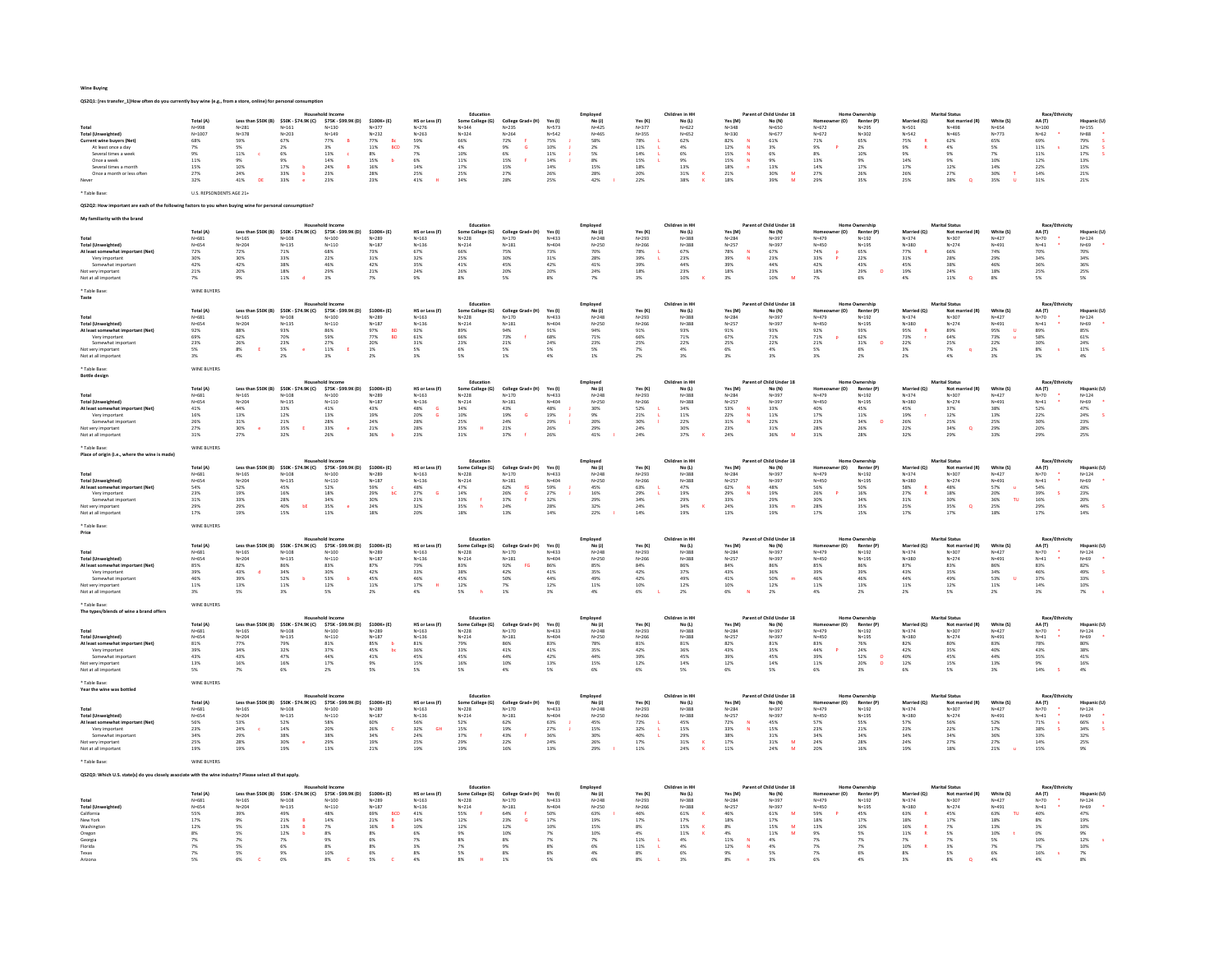**Wine Buying**

**QS2Q1: [res transfer_1]How often do you currently buy wine (e.g., from a store, online) for personal consumption**

| | | Household Income | | | | Education | | | Employed | | Children in HH | | Parent of Child Under 18 | | Home Ownership | | Marital Status | | Race/Ethnicity | | |
|---|---|---|---|---|---|---|---|---|---|---|---|---|---|---|---|---|---|---|---|---|---|
| | Total (A) | Less than $50K (B) | $50K - $74.9K (C) | $75K - $99.9K (D) | $100K+ (E) | HS or Less (F) | Some College (G) | College Grad+ (H) | Yes (I) | No (J) | Yes (K) | No (L) | Yes (M) | No (N) | Homeowner (O) | Renter (P) | Married (Q) | Not married (R) | White (S) | AA (T) | Hispanic (U) |
| Total | N=998 | N=281 | N=161 | N=130 | N=377 | N=276 | N=344 | N=235 | N=573 | N=425 | N=377 | N=622 | N=348 | N=650 | N=672 | N=295 | N=501 | N=498 | N=654 | N=100 | N=155 |
| Total (Unweighted) | N=1007 | N=378 | N=203 | N=149 | N=232 | N=263 | N=324 | N=264 | N=542 | N=465 | N=355 | N=652 | N=330 | N=677 | N=672 | N=302 | N=542 | N=465 | N=773 | N=62 * | N=88 * |
| Current wine buyers (Net) | 68% | 59% | 67% | 77% B | 77% Bc | 59% | 66% | 72% F | 75% J | 58% | 78% L | 62% | 82% N | 61% | 71% | 65% | 75% R | 62% | 65% | 69% | 79% S |
| At least once a day | 7% | 5% | 2% | 3% | 11% BCD | 7% | 4% | 9% G | 10% J | 2% | 11% L | 4% | 12% N | 3% | 9% P | 2% | 9% R | 4% | 5% | 11% s | 12% S |
| Several times a week | 9% | 11% c | 6% | 13% c | 8% | 7% | 10% | 6% | 11% J | 5% | 14% L | 6% | 15% N | 6% | 8% | 10% | 9% | 9% | 7% | 11% | 17% S |
| Once a week | 11% | 9% | 9% | 14% | 15% b | 6% | 11% | 15% F | 14% J | 8% | 15% L | 9% | 15% N | 9% | 13% | 9% | 14% | 9% | 10% | 12% | 13% |
| Several times a month | 15% | 10% | 17% b | 24% B | 16% | 14% | 17% | 15% | 14% | 15% | 18% | 13% | 18% n | 13% | 14% | 17% | 17% | 12% | 14% | 22% | 15% |
| Once a month or less often | 27% | 24% | 33% b | 23% | 28% | 25% | 25% | 27% | 26% | 28% | 20% | 31% K | 21% | 30% M | 27% | 26% | 26% | 27% | 30% T | 14% | 21% |
| Never | 32% | 41% DE | 33% e | 23% | 23% | 41% H | 34% | 28% | 25% | 42% I | 22% | 38% K | 18% | 39% M | 29% | 35% | 25% | 38% Q | 35% U | 31% | 21% |

* Table Base: U.S. RESPONDENTS AGE 21+

**QS2Q2: How important are each of the following factors to you when buying wine for personal consumption?**

**My familiarity with the brand**

| | | Household Income | | | | Education | | | Employed | | Children in HH | | Parent of Child Under 18 | | Home Ownership | | Marital Status | | Race/Ethnicity | | |
|---|---|---|---|---|---|---|---|---|---|---|---|---|---|---|---|---|---|---|---|---|---|
| | Total (A) | Less than $50K (B) | $50K - $74.9K (C) | $75K - $99.9K (D) | $100K+ (E) | HS or Less (F) | Some College (G) | College Grad+ (H) | Yes (I) | No (J) | Yes (K) | No (L) | Yes (M) | No (N) | Homeowner (O) | Renter (P) | Married (Q) | Not married (R) | White (S) | AA (T) | Hispanic (U) |
| Total | N=681 | N=165 | N=108 | N=100 | N=289 | N=163 | N=228 | N=170 | N=433 | N=248 | N=293 | N=388 | N=284 | N=397 | N=479 | N=192 | N=374 | N=307 | N=427 | N=70 * | N=124 |
| Total (Unweighted) | N=654 | N=204 | N=135 | N=110 | N=187 | N=136 | N=214 | N=181 | N=404 | N=250 | N=266 | N=388 | N=257 | N=397 | N=450 | N=195 | N=380 | N=274 | N=491 | N=41 * | N=69 * |
| At least somewhat important (Net) | 72% | 72% | 71% | 68% | 73% | 67% | 66% | 75% | 73% | 70% | 78% L | 67% | 78% N | 67% | 74% p | 65% | 77% R | 66% | 74% | 70% | 70% |
| Very important | 30% | 30% | 33% | 22% | 31% | 32% | 25% | 30% | 31% | 28% | 39% L | 23% | 39% N | 23% | 33% P | 22% | 31% | 28% | 29% | 34% | 34% |
| Somewhat important | 42% | 42% | 38% | 46% | 42% | 35% | 41% | 45% | 42% | 41% | 39% | 44% | 39% | 44% | 42% | 43% | 45% | 38% | 46% | 36% | 36% |
| Not very important | 21% | 20% | 18% | 29% | 21% | 24% | 26% | 20% | 20% | 24% | 18% | 23% | 18% | 23% | 18% | 29% O | 19% | 24% | 18% | 25% | 25% |
| Not at all important | 7% | 9% | 11% d | 3% | 7% | 9% | 8% | 5% | 8% | 7% | 3% | 10% K | 3% | 10% M | 7% | 6% | 4% | 11% Q | 8% | 5% | 5% |

* Table Base: WINE BUYERS

**Taste**

| | | Household Income | | | | Education | | | Employed | | Children in HH | | Parent of Child Under 18 | | Home Ownership | | Marital Status | | Race/Ethnicity | | |
|---|---|---|---|---|---|---|---|---|---|---|---|---|---|---|---|---|---|---|---|---|---|
| | Total (A) | Less than $50K (B) | $50K - $74.9K (C) | $75K - $99.9K (D) | $100K+ (E) | HS or Less (F) | Some College (G) | College Grad+ (H) | Yes (I) | No (J) | Yes (K) | No (L) | Yes (M) | No (N) | Homeowner (O) | Renter (P) | Married (Q) | Not married (R) | White (S) | AA (T) | Hispanic (U) |
| Total | N=681 | N=165 | N=108 | N=100 | N=289 | N=163 | N=228 | N=170 | N=433 | N=248 | N=293 | N=388 | N=284 | N=397 | N=479 | N=192 | N=374 | N=307 | N=427 | N=70 * | N=124 |
| Total (Unweighted) | N=654 | N=204 | N=135 | N=110 | N=187 | N=136 | N=214 | N=181 | N=404 | N=250 | N=266 | N=388 | N=257 | N=397 | N=450 | N=195 | N=380 | N=274 | N=491 | N=41 * | N=69 * |
| At least somewhat important (Net) | 92% | 88% | 93% | 86% | 97% BD | 92% | 89% | 94% | 91% | 94% | 91% | 93% | 91% | 93% | 92% | 93% | 95% R | 89% | 95% U | 89% | 85% |
| Very important | 69% | 62% | 70% | 59% | 77% BD | 61% | 66% | 73% f | 68% | 71% | 66% | 71% | 67% | 71% | 71% p | 62% | 73% r | 64% | 73% u | 58% | 61% |
| Somewhat important | 23% | 26% | 23% | 27% | 20% | 31% | 23% | 21% | 24% | 23% | 25% | 22% | 25% | 22% | 21% | 31% O | 22% | 25% | 22% | 30% | 24% |
| Not very important | 5% | 8% E | 5% e | 11% E | 1% | 5% | 6% | 5% | 5% | 5% | 7% | 4% | 6% | 4% | 5% | 6% | 3% | 7% q | 2% | 8% s | 11% S |
| Not at all important | 3% | 4% | 2% | 3% | 2% | 3% | 5% | 1% | 4% | 1% | 2% | 3% | 3% | 3% | 3% | 2% | 2% | 4% | 3% | 3% | 4% |

* Table Base: WINE BUYERS

**Bottle design**

| | | Household Income | | | | Education | | | Employed | | Children in HH | | Parent of Child Under 18 | | Home Ownership | | Marital Status | | Race/Ethnicity | | |
|---|---|---|---|---|---|---|---|---|---|---|---|---|---|---|---|---|---|---|---|---|---|
| | Total (A) | Less than $50K (B) | $50K - $74.9K (C) | $75K - $99.9K (D) | $100K+ (E) | HS or Less (F) | Some College (G) | College Grad+ (H) | Yes (I) | No (J) | Yes (K) | No (L) | Yes (M) | No (N) | Homeowner (O) | Renter (P) | Married (Q) | Not married (R) | White (S) | AA (T) | Hispanic (U) |
| Total | N=681 | N=165 | N=108 | N=100 | N=289 | N=163 | N=228 | N=170 | N=433 | N=248 | N=293 | N=388 | N=284 | N=397 | N=479 | N=192 | N=374 | N=307 | N=427 | N=70 * | N=124 |
| Total (Unweighted) | N=654 | N=204 | N=135 | N=110 | N=187 | N=136 | N=214 | N=181 | N=404 | N=250 | N=266 | N=388 | N=257 | N=397 | N=450 | N=195 | N=380 | N=274 | N=491 | N=41 * | N=69 * |
| At least somewhat important (Net) | 41% | 44% | 33% | 41% | 43% | 48% G | 34% | 43% | 48% J | 30% | 52% L | 34% | 53% N | 33% | 40% | 45% | 45% | 37% | 38% | 52% | 47% |
| Very important | 16% | 13% | 12% | 13% | 19% | 20% G | 10% | 19% G | 19% J | 9% | 21% L | 11% | 22% N | 11% | 17% | 11% | 19% r | 12% | 13% | 22% | 24% S |
| Somewhat important | 26% | 31% | 21% | 28% | 24% | 28% | 25% | 24% | 29% j | 20% | 30% L | 22% | 31% N | 22% | 23% | 34% O | 26% | 25% | 25% | 30% | 22% |
| Not very important | 27% | 30% e | 35% E | 33% e | 21% | 28% | 35% H | 21% | 26% | 29% | 24% | 30% | 23% | 31% | 28% | 26% | 22% | 34% Q | 29% | 20% | 28% |
| Not at all important | 31% | 27% | 32% | 26% | 36% b | 23% | 31% | 37% F | 26% | 41% I | 24% | 37% K | 24% | 36% M | 31% | 28% | 32% | 29% | 33% | 29% | 25% |

* Table Base: WINE BUYERS

**Place of origin (i.e., where the wine is made)**

| | | Household Income | | | | Education | | | Employed | | Children in HH | | Parent of Child Under 18 | | Home Ownership | | Marital Status | | Race/Ethnicity | | |
|---|---|---|---|---|---|---|---|---|---|---|---|---|---|---|---|---|---|---|---|---|---|
| | Total (A) | Less than $50K (B) | $50K - $74.9K (C) | $75K - $99.9K (D) | $100K+ (E) | HS or Less (F) | Some College (G) | College Grad+ (H) | Yes (I) | No (J) | Yes (K) | No (L) | Yes (M) | No (N) | Homeowner (O) | Renter (P) | Married (Q) | Not married (R) | White (S) | AA (T) | Hispanic (U) |
| Total | N=681 | N=165 | N=108 | N=100 | N=289 | N=163 | N=228 | N=170 | N=433 | N=248 | N=293 | N=388 | N=284 | N=397 | N=479 | N=192 | N=374 | N=307 | N=427 | N=70 * | N=124 |
| Total (Unweighted) | N=654 | N=204 | N=135 | N=110 | N=187 | N=136 | N=214 | N=181 | N=404 | N=250 | N=266 | N=388 | N=257 | N=397 | N=450 | N=195 | N=380 | N=274 | N=491 | N=41 * | N=69 * |
| At least somewhat important (Net) | 54% | 52% | 45% | 52% | 59% c | 48% | 47% | 62% FG | 59% J | 45% | 63% L | 47% | 62% N | 48% | 56% | 50% | 58% R | 48% | 57% u | 54% | 43% |
| Very important | 23% | 19% | 16% | 18% | 29% bC | 27% G | 14% | 26% G | 27% j | 16% | 29% L | 19% | 29% N | 19% | 26% P | 16% | 27% R | 18% | 20% | 39% S | 23% |
| Somewhat important | 31% | 33% | 28% | 34% | 30% | 21% | 33% f | 37% F | 32% | 29% | 34% | 29% | 33% | 29% | 30% | 34% | 31% | 30% | 36% TU | 16% | 20% |
| Not very important | 29% | 29% | 40% bE | 35% e | 24% | 32% | 35% h | 24% | 28% | 32% | 24% | 34% K | 24% | 33% m | 28% | 35% | 25% | 35% Q | 25% | 29% | 44% S |
| Not at all important | 17% | 19% | 15% | 13% | 18% | 20% | 18% | 13% | 14% | 22% I | 14% | 19% | 13% | 19% | 17% | 15% | 17% | 17% | 18% | 17% | 14% |

* Table Base: WINE BUYERS

**Price**

| | | Household Income | | | | Education | | | Employed | | Children in HH | | Parent of Child Under 18 | | Home Ownership | | Marital Status | | Race/Ethnicity | | |
|---|---|---|---|---|---|---|---|---|---|---|---|---|---|---|---|---|---|---|---|---|---|
| | Total (A) | Less than $50K (B) | $50K - $74.9K (C) | $75K - $99.9K (D) | $100K+ (E) | HS or Less (F) | Some College (G) | College Grad+ (H) | Yes (I) | No (J) | Yes (K) | No (L) | Yes (M) | No (N) | Homeowner (O) | Renter (P) | Married (Q) | Not married (R) | White (S) | AA (T) | Hispanic (U) |
| Total | N=681 | N=165 | N=108 | N=100 | N=289 | N=163 | N=228 | N=170 | N=433 | N=248 | N=293 | N=388 | N=284 | N=397 | N=479 | N=192 | N=374 | N=307 | N=427 | N=70 * | N=124 |
| Total (Unweighted) | N=654 | N=204 | N=135 | N=110 | N=187 | N=136 | N=214 | N=181 | N=404 | N=250 | N=266 | N=388 | N=257 | N=397 | N=450 | N=195 | N=380 | N=274 | N=491 | N=41 * | N=69 * |
| At least somewhat important (Net) | 85% | 82% | 86% | 83% | 87% | 79% | 83% | 92% FG | 86% | 85% | 84% | 86% | 84% | 86% | 85% | 86% | 87% | 83% | 86% | 83% | 82% |
| Very important | 39% | 43% d | 34% | 30% | 42% | 33% | 38% | 42% | 41% | 35% | 42% | 37% | 43% | 36% | 39% | 39% | 43% | 35% | 34% | 46% | 49% S |
| Somewhat important | 46% | 39% | 52% b | 53% b | 45% | 46% | 45% | 50% | 44% | 49% | 42% | 49% | 41% | 50% m | 46% | 46% | 44% | 49% | 53% U | 37% | 33% |
| Not very important | 11% | 13% | 11% | 12% | 11% | 17% H | 12% | 7% | 12% | 11% | 10% | 12% | 10% | 12% | 11% | 13% | 11% | 12% | 11% | 14% | 10% |
| Not at all important | 3% | 5% | 3% | 5% | 2% | 4% | 5% h | 1% | 3% | 4% | 6% L | 2% | 6% N | 2% | 4% | 2% | 2% | 5% | 2% | 3% | 7% s |

* Table Base: WINE BUYERS

**The types/blends of wine a brand offers**

| | | Household Income | | | | Education | | | Employed | | Children in HH | | Parent of Child Under 18 | | Home Ownership | | Marital Status | | Race/Ethnicity | | |
|---|---|---|---|---|---|---|---|---|---|---|---|---|---|---|---|---|---|---|---|---|---|
| | Total (A) | Less than $50K (B) | $50K - $74.9K (C) | $75K - $99.9K (D) | $100K+ (E) | HS or Less (F) | Some College (G) | College Grad+ (H) | Yes (I) | No (J) | Yes (K) | No (L) | Yes (M) | No (N) | Homeowner (O) | Renter (P) | Married (Q) | Not married (R) | White (S) | AA (T) | Hispanic (U) |
| Total | N=681 | N=165 | N=108 | N=100 | N=289 | N=163 | N=228 | N=170 | N=433 | N=248 | N=293 | N=388 | N=284 | N=397 | N=479 | N=192 | N=374 | N=307 | N=427 | N=70 * | N=124 |
| Total (Unweighted) | N=654 | N=204 | N=135 | N=110 | N=187 | N=136 | N=214 | N=181 | N=404 | N=250 | N=266 | N=388 | N=257 | N=397 | N=450 | N=195 | N=380 | N=274 | N=491 | N=41 * | N=69 * |
| At least somewhat important (Net) | 81% | 77% | 79% | 81% | 85% b | 81% | 79% | 86% | 83% | 78% | 81% | 81% | 83% | 81% | 83% | 76% | 82% | 80% | 83% | 78% | 80% |
| Very important | 39% | 34% | 32% | 37% | 45% bc | 36% | 33% | 41% | 41% | 35% | 42% | 36% | 43% | 35% | 44% P | 24% | 42% | 35% | 40% | 43% | 38% |
| Somewhat important | 43% | 43% | 47% | 44% | 41% | 45% | 45% | 44% | 42% | 44% | 39% | 45% | 39% | 45% | 39% | 52% O | 40% | 45% | 44% | 35% | 41% |
| Not very important | 13% | 16% | 16% | 17% | 9% | 15% | 16% | 10% | 13% | 15% | 14% | 12% | 12% | 14% | 11% | 20% O | 12% | 15% | 13% | 9% | 16% |
| Not at all important | 5% | 7% | 6% | 2% | 5% | 5% | 5% | 4% | 5% | 6% | 6% | 5% | 6% | 5% | 6% | 3% | 6% | 5% | 3% | 14% S | 4% |

* Table Base: WINE BUYERS

**Year the wine was bottled**

| | | Household Income | | | | Education | | | Employed | | Children in HH | | Parent of Child Under 18 | | Home Ownership | | Marital Status | | Race/Ethnicity | | |
|---|---|---|---|---|---|---|---|---|---|---|---|---|---|---|---|---|---|---|---|---|---|
| | Total (A) | Less than $50K (B) | $50K - $74.9K (C) | $75K - $99.9K (D) | $100K+ (E) | HS or Less (F) | Some College (G) | College Grad+ (H) | Yes (I) | No (J) | Yes (K) | No (L) | Yes (M) | No (N) | Homeowner (O) | Renter (P) | Married (Q) | Not married (R) | White (S) | AA (T) | Hispanic (U) |
| Total | N=681 | N=165 | N=108 | N=100 | N=289 | N=163 | N=228 | N=170 | N=433 | N=248 | N=293 | N=388 | N=284 | N=397 | N=479 | N=192 | N=374 | N=307 | N=427 | N=70 * | N=124 |
| Total (Unweighted) | N=654 | N=204 | N=135 | N=110 | N=187 | N=136 | N=214 | N=181 | N=404 | N=250 | N=266 | N=388 | N=257 | N=397 | N=450 | N=195 | N=380 | N=274 | N=491 | N=41 * | N=69 * |
| At least somewhat important (Net) | 56% | 53% | 52% | 58% | 60% | 56% | 52% | 62% | 63% J | 45% | 72% L | 45% | 72% N | 45% | 57% | 55% | 57% | 56% | 52% | 71% s | 66% s |
| Very important | 23% | 24% c | 14% | 20% | 26% C | 32% GH | 15% | 19% | 27% J | 15% | 32% L | 15% | 33% N | 15% | 23% | 21% | 23% | 22% | 17% | 38% S | 34% S |
| Somewhat important | 34% | 29% | 38% | 38% | 34% | 24% | 37% f | 43% F | 36% | 30% | 40% L | 29% | 38% | 31% | 34% | 34% | 34% | 34% | 36% | 33% | 32% |
| Not very important | 25% | 28% | 30% e | 29% | 19% | 25% | 29% | 22% | 24% | 26% | 17% | 31% K | 17% | 31% M | 24% | 28% | 24% | 27% | 27% | 14% | 25% |
| Not at all important | 19% | 19% | 19% | 13% | 21% | 19% | 19% | 16% | 13% | 29% I | 11% | 24% K | 11% | 24% M | 20% | 16% | 19% | 18% | 21% u | 15% | 9% |

* Table Base: WINE BUYERS

**QS2Q3: Which U.S. state(s) do you closely associate with the wine industry? Please select all that apply.**

| | | Household Income | | | | Education | | | Employed | | Children in HH | | Parent of Child Under 18 | | Home Ownership | | Marital Status | | Race/Ethnicity | | |
|---|---|---|---|---|---|---|---|---|---|---|---|---|---|---|---|---|---|---|---|---|---|
| | Total (A) | Less than $50K (B) | $50K - $74.9K (C) | $75K - $99.9K (D) | $100K+ (E) | HS or Less (F) | Some College (G) | College Grad+ (H) | Yes (I) | No (J) | Yes (K) | No (L) | Yes (M) | No (N) | Homeowner (O) | Renter (P) | Married (Q) | Not married (R) | White (S) | AA (T) | Hispanic (U) |
| Total | N=681 | N=165 | N=108 | N=100 | N=289 | N=163 | N=228 | N=170 | N=433 | N=248 | N=293 | N=388 | N=284 | N=397 | N=479 | N=192 | N=374 | N=307 | N=427 | N=70 * | N=124 |
| Total (Unweighted) | N=654 | N=204 | N=135 | N=110 | N=187 | N=136 | N=214 | N=181 | N=404 | N=250 | N=266 | N=388 | N=257 | N=397 | N=450 | N=195 | N=380 | N=274 | N=491 | N=41 * | N=69 * |
| California | 55% | 39% | 49% | 48% | 69% BCD | 41% | 55% F | 64% F | 50% | 63% I | 46% | 61% K | 46% | 61% M | 59% P | 45% | 63% R | 45% | 63% TU | 40% | 47% |
| New York | 17% | 9% | 21% B | 14% | 21% B | 14% | 12% | 23% G | 17% | 19% | 17% | 17% | 18% | 17% | 18% | 17% | 18% | 17% | 18% | 8% | 19% |
| Washington | 12% | 5% | 13% B | 7% | 16% B | 10% | 12% | 12% | 10% | 15% | 8% | 15% K | 8% | 15% M | 13% | 10% | 16% R | 7% | 13% | 3% | 10% |
| Oregon | 8% | 5% | 12% b | 8% | 8% | 6% | 9% | 10% | 7% | 10% | 4% | 11% K | 4% | 11% M | 9% | 5% | 11% R | 5% | 10% t | 0% | 9% |
| Georgia | 7% | 7% | 7% | 9% | 6% | 7% | 8% | 8% | 7% | 7% | 11% L | 4% | 11% N | 4% | 7% | 7% | 7% | 7% | 5% | 10% | 12% s |
| Florida | 7% | 5% | 6% | 8% | 8% | 3% | 7% | 9% | 8% | 6% | 11% L | 4% | 12% N | 4% | 7% | 7% | 10% R | 3% | 7% | 7% | 5% |
| Texas | 7% | 5% | 9% | 6% | 9% | 7% | 5% | 8% | 8% | 4% | 8% | 6% | 9% | 5% | 7% | 6% | 8% | 5% | 6% | 16% s | 7% |
| Arizona | 5% | 6% C | 0% | 8% C | 5% C | 4% | 8% H | 1% | 5% | 6% | 8% L | 3% | 8% n | 3% | 6% | 4% | 3% | 8% Q | 4% | 4% | 8% |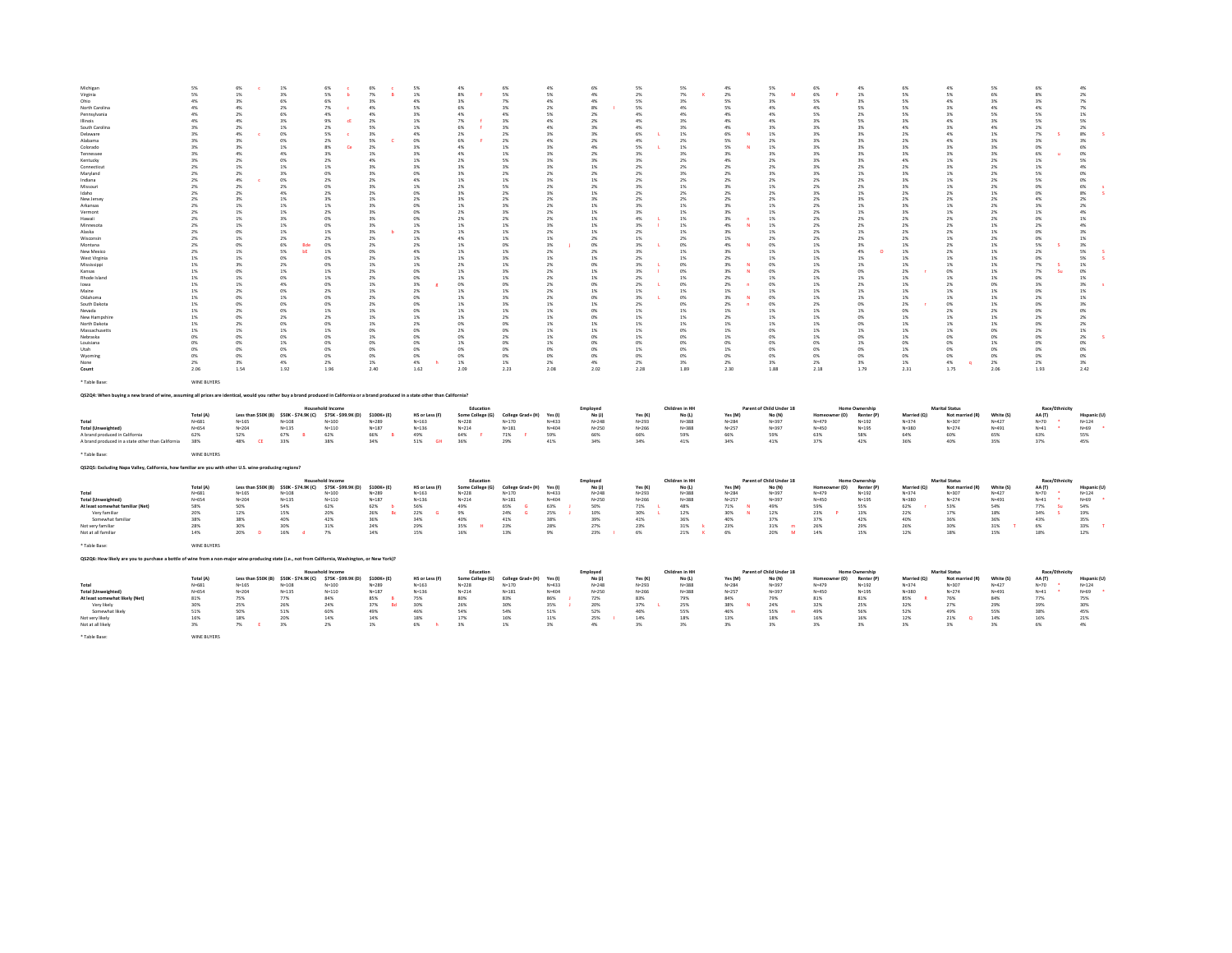| | Total (A) | Less than $50K (B) | $50K - $74.9K (C) | $75K - $99.9K (D) | $100K+ (E) | HS or Less (F) | Some College (G) | College Grad+ (H) | Yes (I) | No (J) | Yes (K) | No (L) | Yes (M) | No (N) | Homeowner (O) | Renter (P) | Married (Q) | Not married (R) | White (S) | AA (T) | Hispanic (U) |
|---|---|---|---|---|---|---|---|---|---|---|---|---|---|---|---|---|---|---|---|---|---|
| Michigan | 5% | 6% c | 1% | 6% c | 6% c | 5% | 4% | 6% | 4% | 6% | 5% | 5% | 4% | 5% | 6% | 4% | 6% | 4% | 5% | 6% | 4% |
| Virginia | 5% | 1% | 3% | 5% b | 7% B | 1% | 8% F | 5% | 5% | 4% | 2% | 7% K | 2% | 7% M | 6% P | 1% | 5% | 5% | 6% | 8% | 2% |
| Ohio | 4% | 3% | 6% | 6% | 3% | 4% | 3% | 7% | 4% | 4% | 5% | 3% | 5% | 3% | 5% | 3% | 5% | 4% | 3% | 3% | 7% |
| North Carolina | 4% | 4% | 2% | 7% c | 4% | 5% | 6% | 3% | 2% | 8% I | 5% | 4% | 5% | 4% | 4% | 5% | 5% | 3% | 4% | 4% | 7% |
| Pennsylvania | 4% | 2% | 6% | 4% | 4% | 3% | 4% | 4% | 5% | 2% | 4% | 4% | 4% | 4% | 5% | 2% | 5% | 3% | 5% | 3% | 1% |
| Illinois | 4% | 4% | 3% | 9% cE | 2% | 1% | 7% f | 3% | 4% | 2% | 4% | 3% | 4% | 4% | 3% | 5% | 3% | 4% | 3% | 5% | 5% |
| South Carolina | 3% | 2% | 1% | 2% | 5% | 1% | 6% f | 3% | 4% | 3% | 4% | 3% | 4% | 3% | 3% | 3% | 4% | 3% | 4% | 2% | 2% |
| Delaware | 3% | 4% c | 0% | 5% c | 3% | 4% | 2% | 2% | 3% | 3% | 6% L | 1% | 6% N | 1% | 3% | 3% | 2% | 4% | 1% | 7% S | 8% S |
| Alabama | 3% | 3% | 0% | 2% | 5% C | 0% | 6% F | 2% | 4% | 2% | 4% | 2% | 5% | 2% | 3% | 3% | 2% | 4% | 3% | 3% | 3% |
| Colorado | 3% | 3% | 1% | 8% Ce | 2% | 3% | 4% | 1% | 3% | 4% | 5% L | 1% | 5% N | 1% | 3% | 3% | 3% | 3% | 3% | 0% | 6% |
| Tennessee | 3% | 4% | 4% | 3% | 1% | 3% | 4% | 1% | 3% | 2% | 3% | 3% | 3% | 3% | 3% | 3% | 3% | 3% | 3% | 6% u | 0% |
| Kentucky | 3% | 2% | 0% | 2% | 4% | 1% | 2% | 5% | 3% | 3% | 3% | 2% | 4% | 2% | 3% | 2% | 4% | 1% | 2% | 1% | 5% |
| Connecticut | 2% | 1% | 1% | 1% | 3% | 3% | 3% | 3% | 3% | 1% | 2% | 2% | 2% | 2% | 3% | 2% | 2% | 3% | 2% | 1% | 4% |
| Maryland | 2% | 2% | 3% | 0% | 3% | 0% | 3% | 2% | 2% | 2% | 2% | 3% | 2% | 3% | 3% | 1% | 3% | 1% | 2% | 5% | 0% |
| Indiana | 2% | 4% c | 0% | 2% | 2% | 4% | 1% | 1% | 3% | 1% | 2% | 2% | 2% | 2% | 2% | 3% | 3% | 1% | 2% | 5% | 0% |
| Missouri | 2% | 2% | 2% | 0% | 3% | 1% | 2% | 5% | 2% | 2% | 3% | 1% | 3% | 1% | 2% | 2% | 3% | 1% | 2% | 0% | 6% s |
| Idaho | 2% | 2% | 4% | 2% | 2% | 0% | 3% | 2% | 3% | 1% | 2% | 2% | 2% | 2% | 3% | 1% | 2% | 2% | 1% | 0% | 8% S |
| New Jersey | 2% | 3% | 1% | 3% | 1% | 2% | 3% | 2% | 2% | 3% | 2% | 2% | 2% | 2% | 2% | 3% | 2% | 2% | 2% | 4% | 2% |
| Arkansas | 2% | 1% | 1% | 2% | 3% | 0% | 1% | 3% | 2% | 1% | 3% | 1% | 3% | 1% | 2% | 1% | 3% | 1% | 2% | 1% | 2% |
| Vermont | 2% | 1% | 1% | 2% | 3% | 0% | 2% | 3% | 2% | 1% | 3% | 1% | 3% | 1% | 2% | 1% | 3% | 1% | 2% | 1% | 4% |
| Hawaii | 2% | 1% | 3% | 0% | 3% | 0% | 2% | 2% | 2% | 1% | 4% L | 1% | 3% n | 1% | 2% | 2% | 2% | 2% | 2% | 0% | 1% |
| Minnesota | 2% | 1% | 1% | 0% | 3% | 1% | 1% | 1% | 3% | 1% | 3% l | 1% | 4% N | 1% | 2% | 2% | 2% | 1% | 2% | 2% | 4% |
| Alaska | 2% | 0% | 1% | 1% | 3% b | 2% | 1% | 2% | 2% | 1% | 3% | 1% | 3% | 1% | 2% | 1% | 2% | 2% | 1% | 0% | 3% |
| Wisconsin | 2% | 1% | 2% | 2% | 2% | 1% | 4% | 1% | 1% | 2% | 1% | 2% | 2% | 2% | 2% | 2% | 2% | 1% | 2% | 0% | 1% |
| Montana | 2% | 0% | 6% Bde | 0% | 2% | 2% | 1% | 0% | 3% j | 0% | 3% L | 0% | 4% N | 0% | 1% | 3% | 1% | 2% | 1% | 5% S | 3% |
| New Mexico | 2% | 1% | 5% bE | 1% | 0% | 4% | 1% | 1% | 2% | 2% | 3% | 1% | 3% | 1% | 1% | 4% O | 1% | 2% | 1% | 2% | 5% S |
| West Virginia | 1% | 1% | 0% | 0% | 2% | 1% | 1% | 3% | 1% | 1% | 2% | 1% | 2% | 1% | 1% | 1% | 1% | 1% | 1% | 0% | 5% S |
| Mississippi | 1% | 3% | 2% | 0% | 1% | 1% | 2% | 1% | 2% | 0% | 3% L | 0% | 3% N | 0% | 1% | 1% | 1% | 1% | 1% | 7% S | 1% |
| Kansas | 1% | 0% | 1% | 1% | 2% | 1% | 2% | 2% | 1% | 1% | 3% l | 0% | 3% N | 0% | 1% | 2% | 2% r | 0% | 1% | 7% Su | 0% |
| Rhode Island | 1% | 1% | 0% | 1% | 2% | 0% | 1% | 1% | 2% | 1% | 2% | 1% | 2% | 1% | 1% | 1% | 1% | 1% | 1% | 0% | 1% |
| Iowa | 1% | 1% | 4% | 0% | 1% | 2% g | 0% | 0% | 2% | 0% | 2% L | 0% | 2% n | 0% | 1% | 2% | 1% | 2% | 0% | 3% | 3% s |
| Maine | 1% | 2% | 0% | 2% | 1% | 2% | 1% | 1% | 2% | 1% | 1% | 1% | 1% | 1% | 1% | 1% | 1% | 1% | 1% | 0% | 1% |
| Oklahoma | 1% | 0% | 1% | 0% | 2% | 0% | 1% | 3% | 2% | 0% | 3% L | 0% | 3% N | 0% | 1% | 1% | 1% | 1% | 1% | 2% | 1% |
| South Dakota | 1% | 0% | 0% | 0% | 2% | 0% | 1% | 3% | 1% | 1% | 2% | 0% | 2% n | 0% | 2% | 0% | 2% r | 0% | 1% | 0% | 3% |
| Nevada | 1% | 2% | 0% | 1% | 1% | 0% | 1% | 1% | 1% | 0% | 1% | 1% | 1% | 1% | 1% | 1% | 0% | 2% | 2% | 0% | 0% |
| New Hampshire | 1% | 0% | 2% | 2% | 1% | 1% | 1% | 2% | 1% | 0% | 1% | 1% | 2% | 1% | 1% | 0% | 1% | 1% | 1% | 2% | 2% |
| North Dakota | 1% | 2% | 0% | 0% | 1% | 2% | 0% | 0% | 1% | 1% | 1% | 1% | 1% | 1% | 1% | 0% | 1% | 1% | 1% | 0% | 2% |
| Massachusetts | 1% | 1% | 1% | 1% | 0% | 0% | 2% | 0% | 1% | 1% | 1% | 0% | 1% | 0% | 1% | 0% | 1% | 1% | 0% | 2% | 1% |
| Nebraska | 0% | 0% | 0% | 0% | 1% | 0% | 0% | 2% | 1% | 0% | 1% | 0% | 1% | 0% | 1% | 0% | 1% | 0% | 0% | 0% | 2% S |
| Louisiana | 0% | 0% | 1% | 0% | 0% | 0% | 1% | 0% | 1% | 0% | 0% | 0% | 0% | 0% | 0% | 1% | 0% | 0% | 1% | 0% | 0% |
| Utah | 0% | 0% | 0% | 0% | 0% | 0% | 0% | 0% | 0% | 0% | 1% | 0% | 1% | 0% | 0% | 0% | 1% | 0% | 0% | 0% | 0% |
| Wyoming | 0% | 0% | 0% | 0% | 0% | 0% | 0% | 0% | 0% | 0% | 0% | 0% | 0% | 0% | 0% | 0% | 0% | 0% | 0% | 0% | 0% |
| None | 2% | 3% | 4% | 2% | 1% | 4% h | 1% | 1% | 2% | 4% | 2% | 3% | 2% | 3% | 2% | 3% | 1% | 4% q | 2% | 2% | 3% |
| **Count** | 2.06 | 1.54 | 1.92 | 1.96 | 2.40 | 1.62 | 2.09 | 2.23 | 2.08 | 2.02 | 2.28 | 1.89 | 2.30 | 1.88 | 2.18 | 1.79 | 2.31 | 1.75 | 2.06 | 1.93 | 2.42 |

* Table Base: WINE BUYERS

**QS2Q4: When buying a new brand of wine, assuming all prices are identical, would you rather buy a brand produced in California or a brand produced in a state other than California?**

| | | Household Income | | | | Education | | | Employed | | Children in HH | | Parent of Child Under 18 | | Home Ownership | | Marital Status | | Race/Ethnicity | | |
|---|---|---|---|---|---|---|---|---|---|---|---|---|---|---|---|---|---|---|---|---|---|
| | Total (A) | Less than $50K (B) | $50K - $74.9K (C) | $75K - $99.9K (D) | $100K+ (E) | HS or Less (F) | Some College (G) | College Grad+ (H) | Yes (I) | No (J) | Yes (K) | No (L) | Yes (M) | No (N) | Homeowner (O) | Renter (P) | Married (Q) | Not married (R) | White (S) | AA (T) | Hispanic (U) |
| **Total** | N=681 | N=165 | N=108 | N=100 | N=289 | N=163 | N=228 | N=170 | N=433 | N=248 | N=293 | N=388 | N=284 | N=397 | N=479 | N=192 | N=374 | N=307 | N=427 | N=70 * | N=124 |
| **Total (Unweighted)** | N=654 | N=204 | N=135 | N=110 | N=187 | N=136 | N=214 | N=181 | N=404 | N=250 | N=266 | N=388 | N=257 | N=397 | N=450 | N=195 | N=380 | N=274 | N=491 | N=41 * | N=69 * |
| A brand produced in California | 62% | 52% | 67% B | 62% | 66% B | 49% | 64% F | 71% F | 59% | 66% | 66% | 59% | 66% | 59% | 63% | 58% | 64% | 60% | 65% | 63% | 55% |
| A brand produced in a state other than California | 38% | 48% CE | 33% | 38% | 34% | 51% GH | 36% | 29% | 41% | 34% | 34% | 41% | 34% | 41% | 37% | 42% | 36% | 40% | 35% | 37% | 45% |

* Table Base: WINE BUYERS

**QS2Q5: Excluding Napa Valley, California, how familiar are you with other U.S. wine-producing regions?**

| | | Household Income | | | | Education | | | Employed | | Children in HH | | Parent of Child Under 18 | | Home Ownership | | Marital Status | | Race/Ethnicity | | |
|---|---|---|---|---|---|---|---|---|---|---|---|---|---|---|---|---|---|---|---|---|---|
| | Total (A) | Less than $50K (B) | $50K - $74.9K (C) | $75K - $99.9K (D) | $100K+ (E) | HS or Less (F) | Some College (G) | College Grad+ (H) | Yes (I) | No (J) | Yes (K) | No (L) | Yes (M) | No (N) | Homeowner (O) | Renter (P) | Married (Q) | Not married (R) | White (S) | AA (T) | Hispanic (U) |
| **Total** | N=681 | N=165 | N=108 | N=100 | N=289 | N=163 | N=228 | N=170 | N=433 | N=248 | N=293 | N=388 | N=284 | N=397 | N=479 | N=192 | N=374 | N=307 | N=427 | N=70 * | N=124 |
| **Total (Unweighted)** | N=654 | N=204 | N=135 | N=110 | N=187 | N=136 | N=214 | N=181 | N=404 | N=250 | N=266 | N=388 | N=257 | N=397 | N=450 | N=195 | N=380 | N=274 | N=491 | N=41 * | N=69 * |
| **At least somewhat familiar (Net)** | 58% | 50% | 54% | 62% | 62% b | 56% | 49% | 65% G | 63% J | 50% | 71% L | 48% | 71% N | 49% | 59% | 55% | 62% r | 53% | 54% | 77% Su | 54% |
| Very familiar | 20% | 12% | 15% | 20% | 26% Bc | 22% G | 9% | 24% G | 25% J | 10% | 30% L | 12% | 30% N | 12% | 23% P | 13% | 22% | 17% | 18% | 34% S | 19% |
| Somewhat familiar | 38% | 38% | 40% | 42% | 36% | 34% | 40% | 41% | 38% | 39% | 41% | 36% | 40% | 37% | 37% | 42% | 40% | 36% | 36% | 43% | 35% |
| Not very familiar | 28% | 30% | 30% | 31% | 24% | 29% | 35% H | 23% | 28% | 27% | 23% | 31% k | 23% | 31% m | 26% | 29% | 26% | 30% | 31% T | 6% | 33% T |
| Not at all familiar | 14% | 20% D | 16% d | 7% | 14% | 15% | 16% | 13% | 9% | 23% I | 6% | 21% K | 6% | 20% M | 14% | 15% | 12% | 18% | 15% | 18% | 12% |

* Table Base: WINE BUYERS

**QS2Q6: How likely are you to purchase a bottle of wine from a non-major wine-producing state (i.e., not from California, Washington, or New York)?**

| | | Household Income | | | | Education | | | Employed | | Children in HH | | Parent of Child Under 18 | | Home Ownership | | Marital Status | | Race/Ethnicity | | |
|---|---|---|---|---|---|---|---|---|---|---|---|---|---|---|---|---|---|---|---|---|---|
| | Total (A) | Less than $50K (B) | $50K - $74.9K (C) | $75K - $99.9K (D) | $100K+ (E) | HS or Less (F) | Some College (G) | College Grad+ (H) | Yes (I) | No (J) | Yes (K) | No (L) | Yes (M) | No (N) | Homeowner (O) | Renter (P) | Married (Q) | Not married (R) | White (S) | AA (T) | Hispanic (U) |
| **Total** | N=681 | N=165 | N=108 | N=100 | N=289 | N=163 | N=228 | N=170 | N=433 | N=248 | N=293 | N=388 | N=284 | N=397 | N=479 | N=192 | N=374 | N=307 | N=427 | N=70 * | N=124 |
| **Total (Unweighted)** | N=654 | N=204 | N=135 | N=110 | N=187 | N=136 | N=214 | N=181 | N=404 | N=250 | N=266 | N=388 | N=257 | N=397 | N=450 | N=195 | N=380 | N=274 | N=491 | N=41 * | N=69 * |
| **At least somewhat likely (Net)** | 81% | 75% | 77% | 84% | 85% B | 75% | 80% | 83% | 86% J | 72% | 83% | 79% | 84% | 79% | 81% | 81% | 85% R | 76% | 84% | 77% | 75% |
| Very likely | 30% | 25% | 26% | 24% | 37% Bd | 30% | 26% | 30% | 35% J | 20% | 37% L | 25% | 38% N | 24% | 32% | 25% | 32% | 27% | 29% | 39% | 30% |
| Somewhat likely | 51% | 50% | 51% | 60% | 49% | 46% | 54% | 54% | 51% | 52% | 46% | 55% | 46% | 55% m | 49% | 56% | 52% | 49% | 55% | 38% | 45% |
| Not very likely | 16% | 18% | 20% | 14% | 14% | 18% | 17% | 16% | 11% | 25% I | 14% | 18% | 13% | 18% | 16% | 16% | 12% | 21% Q | 14% | 16% | 21% |
| Not at all likely | 3% | 7% E | 3% | 2% | 1% | 6% h | 3% | 1% | 3% | 4% | 3% | 3% | 3% | 3% | 3% | 3% | 3% | 3% | 3% | 6% | 4% |

* Table Base: WINE BUYERS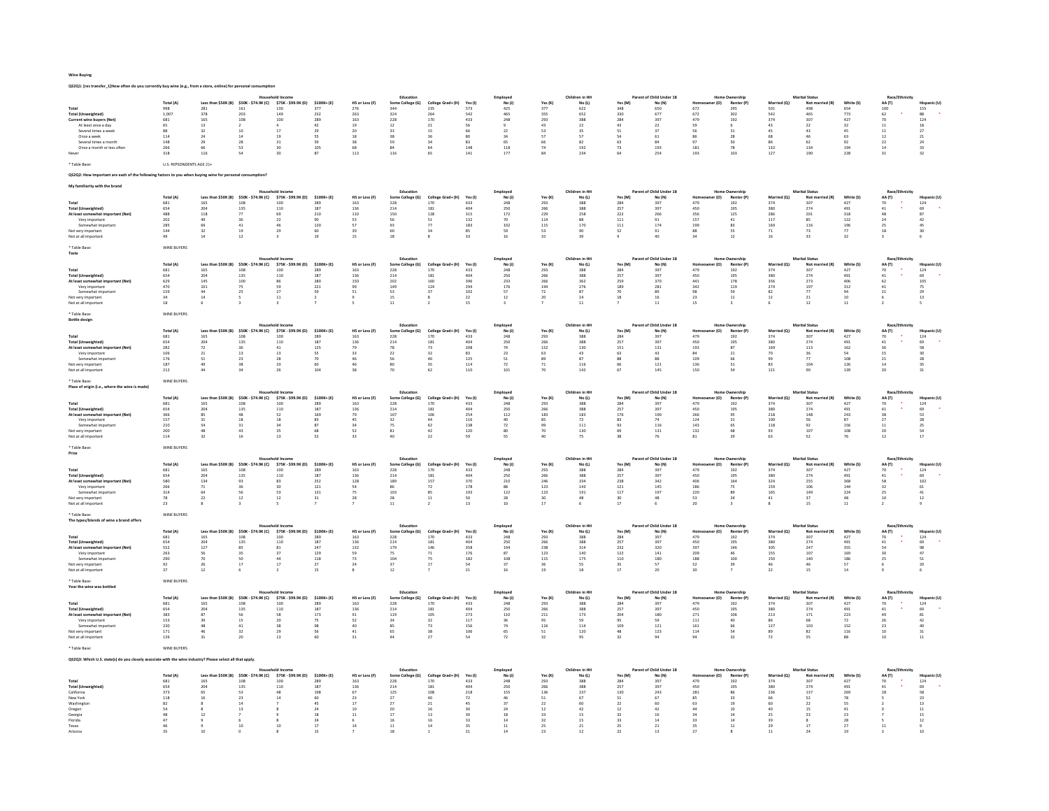**Wine Buying**

**QS2Q1: [res transfer_1]How often do you currently buy wine (e.g., from a store, online) for personal consumption**

| | | Household Income | | | | Education | | | Employed | | Children in HH | | Parent of Child Under 18 | | Home Ownership | | Marital Status | | | Race/Ethnicity | |
|---|---|---|---|---|---|---|---|---|---|---|---|---|---|---|---|---|---|---|---|---|---|
| | Total (A) | Less than $50K (B) | $50K - $74.9K (C) | $75K - $99.9K (D) | $100K+ (E) | HS or Less (F) | Some College (G) | College Grad+ (H) | Yes (I) | No (J) | Yes (K) | No (L) | Yes (M) | No (N) | Homeowner (O) | Renter (P) | Married (Q) | Not married (R) | White (S) | AA (T) | Hispanic (U) |
| Total | 998 | 281 | 161 | 130 | 377 | 276 | 344 | 235 | 573 | 425 | 377 | 622 | 348 | 650 | 672 | 295 | 501 | 498 | 654 | 100 | 155 |
| Total (Unweighted) | 1,007 | 378 | 203 | 149 | 232 | 263 | 324 | 264 | 542 | 465 | 355 | 652 | 330 | 677 | 672 | 302 | 542 | 465 | 773 | 62 * | 88 * |
| Current wine buyers (Net) | 681 | 165 | 108 | 100 | 289 | 163 | 228 | 170 | 433 | 248 | 293 | 388 | 284 | 397 | 479 | 192 | 374 | 307 | 427 | 70 | 124 |
| At least once a day | 65 | 13 | 2 | 4 | 42 | 19 | 12 | 21 | 56 | 9 | 43 | 22 | 43 | 22 | 59 | 6 | 43 | 22 | 32 | 11 | 18 |
| Several times a week | 88 | 32 | 10 | 17 | 29 | 20 | 33 | 15 | 66 | 22 | 53 | 35 | 51 | 37 | 56 | 31 | 45 | 43 | 45 | 11 | 27 |
| Once a week | 114 | 24 | 14 | 19 | 55 | 18 | 38 | 36 | 80 | 34 | 57 | 57 | 54 | 61 | 86 | 28 | 68 | 46 | 63 | 12 | 21 |
| Several times a month | 148 | 29 | 28 | 31 | 59 | 38 | 59 | 34 | 83 | 65 | 66 | 82 | 63 | 84 | 97 | 50 | 86 | 62 | 92 | 22 | 24 |
| Once a month or less often | 266 | 66 | 53 | 30 | 105 | 68 | 84 | 64 | 148 | 118 | 74 | 192 | 73 | 193 | 181 | 78 | 132 | 134 | 194 | 14 | 33 |
| Never | 318 | 116 | 54 | 30 | 87 | 113 | 116 | 65 | 141 | 177 | 84 | 234 | 64 | 254 | 193 | 103 | 127 | 190 | 228 | 31 | 32 |

* Table Base: U.S. RESPONDENTS AGE 21+

**QS2Q2: How important are each of the following factors to you when buying wine for personal consumption?**

**My familiarity with the brand**

| | | Household Income | | | | Education | | | Employed | | Children in HH | | Parent of Child Under 18 | | Home Ownership | | Marital Status | | | Race/Ethnicity | |
|---|---|---|---|---|---|---|---|---|---|---|---|---|---|---|---|---|---|---|---|---|---|
| | Total (A) | Less than $50K (B) | $50K - $74.9K (C) | $75K - $99.9K (D) | $100K+ (E) | HS or Less (F) | Some College (G) | College Grad+ (H) | Yes (I) | No (J) | Yes (K) | No (L) | Yes (M) | No (N) | Homeowner (O) | Renter (P) | Married (Q) | Not married (R) | White (S) | AA (T) | Hispanic (U) |
| Total | 681 | 165 | 108 | 100 | 289 | 163 | 228 | 170 | 433 | 248 | 293 | 388 | 284 | 397 | 479 | 192 | 374 | 307 | 427 | 70 * | 124 |
| Total (Unweighted) | 654 | 204 | 135 | 110 | 187 | 136 | 214 | 181 | 404 | 250 | 266 | 388 | 257 | 397 | 450 | 195 | 380 | 274 | 491 | 41 * | 69 * |
| At least somewhat important (Net) | 488 | 118 | 77 | 69 | 210 | 110 | 150 | 128 | 315 | 172 | 229 | 258 | 222 | 266 | 356 | 125 | 286 | 201 | 318 | 48 | 87 |
| Very important | 202 | 49 | 36 | 22 | 90 | 53 | 56 | 51 | 132 | 70 | 114 | 88 | 111 | 91 | 157 | 41 | 117 | 85 | 122 | 24 | 42 |
| Somewhat important | 285 | 69 | 41 | 46 | 120 | 57 | 93 | 77 | 183 | 102 | 115 | 170 | 111 | 174 | 199 | 83 | 169 | 116 | 196 | 25 | 45 |
| Not very important | 144 | 32 | 19 | 29 | 60 | 39 | 60 | 34 | 85 | 59 | 53 | 90 | 52 | 91 | 88 | 55 | 71 | 73 | 77 | 18 | 30 |
| Not at all important | 49 | 14 | 12 | 3 | 19 | 15 | 18 | 8 | 33 | 16 | 10 | 39 | 9 | 40 | 34 | 12 | 16 | 33 | 32 | 3 | 6 |

* Table Base: WINE BUYERS

**Taste**

| | | Household Income | | | | Education | | | Employed | | Children in HH | | Parent of Child Under 18 | | Home Ownership | | Marital Status | | | Race/Ethnicity | |
|---|---|---|---|---|---|---|---|---|---|---|---|---|---|---|---|---|---|---|---|---|---|
| | Total (A) | Less than $50K (B) | $50K - $74.9K (C) | $75K - $99.9K (D) | $100K+ (E) | HS or Less (F) | Some College (G) | College Grad+ (H) | Yes (I) | No (J) | Yes (K) | No (L) | Yes (M) | No (N) | Homeowner (O) | Renter (P) | Married (Q) | Not married (R) | White (S) | AA (T) | Hispanic (U) |
| Total | 681 | 165 | 108 | 100 | 289 | 163 | 228 | 170 | 433 | 248 | 293 | 388 | 284 | 397 | 479 | 192 | 374 | 307 | 427 | 70 * | 124 |
| Total (Unweighted) | 654 | 204 | 135 | 110 | 187 | 136 | 214 | 181 | 404 | 250 | 266 | 388 | 257 | 397 | 450 | 195 | 380 | 274 | 491 | 41 * | 69 * |
| At least somewhat important (Net) | 629 | 145 | 100 | 86 | 280 | 150 | 202 | 160 | 396 | 233 | 266 | 362 | 259 | 370 | 441 | 178 | 356 | 273 | 406 | 62 | 105 |
| Very important | 470 | 101 | 75 | 59 | 221 | 99 | 149 | 124 | 294 | 176 | 194 | 276 | 189 | 281 | 342 | 119 | 274 | 197 | 312 | 41 | 75 |
| Somewhat important | 159 | 44 | 25 | 27 | 59 | 51 | 53 | 37 | 102 | 57 | 72 | 87 | 70 | 89 | 98 | 59 | 82 | 77 | 94 | 21 | 29 |
| Not very important | 34 | 14 | 5 | 11 | 2 | 9 | 15 | 8 | 22 | 12 | 20 | 14 | 18 | 16 | 23 | 11 | 12 | 21 | 10 | 6 | 13 |
| Not at all important | 18 | 6 | 3 | 3 | 7 | 5 | 11 | 2 | 15 | 3 | 7 | 11 | 7 | 11 | 15 | 3 | 6 | 12 | 11 | 2 | 5 |

* Table Base: WINE BUYERS

**Bottle design**

| | | Household Income | | | | Education | | | Employed | | Children in HH | | Parent of Child Under 18 | | Home Ownership | | Marital Status | | | Race/Ethnicity | |
|---|---|---|---|---|---|---|---|---|---|---|---|---|---|---|---|---|---|---|---|---|---|
| | Total (A) | Less than $50K (B) | $50K - $74.9K (C) | $75K - $99.9K (D) | $100K+ (E) | HS or Less (F) | Some College (G) | College Grad+ (H) | Yes (I) | No (J) | Yes (K) | No (L) | Yes (M) | No (N) | Homeowner (O) | Renter (P) | Married (Q) | Not married (R) | White (S) | AA (T) | Hispanic (U) |
| Total | 681 | 165 | 108 | 100 | 289 | 163 | 228 | 170 | 433 | 248 | 293 | 388 | 284 | 397 | 479 | 192 | 374 | 307 | 427 | 70 * | 124 |
| Total (Unweighted) | 654 | 204 | 135 | 110 | 187 | 136 | 214 | 181 | 404 | 250 | 266 | 388 | 257 | 397 | 450 | 195 | 380 | 274 | 491 | 41 * | 69 * |
| At least somewhat important (Net) | 282 | 72 | 36 | 41 | 125 | 79 | 78 | 73 | 208 | 74 | 152 | 130 | 151 | 131 | 193 | 87 | 169 | 113 | 162 | 36 | 58 |
| Very important | 106 | 21 | 13 | 13 | 55 | 33 | 22 | 32 | 83 | 23 | 63 | 43 | 63 | 43 | 84 | 21 | 70 | 36 | 54 | 15 | 30 |
| Somewhat important | 176 | 51 | 23 | 28 | 70 | 46 | 56 | 40 | 125 | 51 | 89 | 87 | 88 | 88 | 109 | 66 | 99 | 77 | 108 | 21 | 28 |
| Not very important | 187 | 49 | 38 | 33 | 60 | 46 | 80 | 35 | 114 | 72 | 71 | 116 | 66 | 121 | 136 | 51 | 83 | 104 | 126 | 14 | 35 |
| Not at all important | 212 | 44 | 34 | 26 | 104 | 38 | 70 | 62 | 110 | 101 | 70 | 142 | 67 | 145 | 150 | 54 | 121 | 90 | 139 | 20 | 31 |

* Table Base: WINE BUYERS

**Place of origin (i.e., where the wine is made)**

| | | Household Income | | | | Education | | | Employed | | Children in HH | | Parent of Child Under 18 | | Home Ownership | | Marital Status | | | Race/Ethnicity | |
|---|---|---|---|---|---|---|---|---|---|---|---|---|---|---|---|---|---|---|---|---|---|
| | Total (A) | Less than $50K (B) | $50K - $74.9K (C) | $75K - $99.9K (D) | $100K+ (E) | HS or Less (F) | Some College (G) | College Grad+ (H) | Yes (I) | No (J) | Yes (K) | No (L) | Yes (M) | No (N) | Homeowner (O) | Renter (P) | Married (Q) | Not married (R) | White (S) | AA (T) | Hispanic (U) |
| Total | 681 | 165 | 108 | 100 | 289 | 163 | 228 | 170 | 433 | 248 | 293 | 388 | 284 | 397 | 479 | 192 | 374 | 307 | 427 | 70 * | 124 |
| Total (Unweighted) | 654 | 204 | 135 | 110 | 187 | 136 | 214 | 181 | 404 | 250 | 266 | 388 | 257 | 397 | 450 | 195 | 380 | 274 | 491 | 41 * | 69 * |
| At least somewhat important (Net) | 366 | 85 | 48 | 52 | 169 | 79 | 107 | 106 | 254 | 112 | 183 | 183 | 176 | 190 | 266 | 95 | 218 | 148 | 243 | 38 | 53 |
| Very important | 157 | 31 | 18 | 18 | 83 | 45 | 32 | 44 | 116 | 40 | 85 | 72 | 83 | 74 | 124 | 31 | 100 | 56 | 87 | 27 | 28 |
| Somewhat important | 210 | 54 | 31 | 34 | 87 | 34 | 75 | 62 | 138 | 72 | 99 | 111 | 93 | 116 | 143 | 65 | 118 | 92 | 156 | 11 | 25 |
| Not very important | 200 | 48 | 43 | 35 | 68 | 52 | 81 | 42 | 120 | 80 | 70 | 130 | 69 | 131 | 132 | 68 | 93 | 107 | 108 | 20 | 54 |
| Not at all important | 114 | 32 | 16 | 13 | 52 | 33 | 40 | 22 | 59 | 55 | 40 | 75 | 38 | 76 | 81 | 29 | 63 | 52 | 76 | 12 | 17 |

* Table Base: WINE BUYERS

**Price**

| | | Household Income | | | | Education | | | Employed | | Children in HH | | Parent of Child Under 18 | | Home Ownership | | Marital Status | | | Race/Ethnicity | |
|---|---|---|---|---|---|---|---|---|---|---|---|---|---|---|---|---|---|---|---|---|---|
| | Total (A) | Less than $50K (B) | $50K - $74.9K (C) | $75K - $99.9K (D) | $100K+ (E) | HS or Less (F) | Some College (G) | College Grad+ (H) | Yes (I) | No (J) | Yes (K) | No (L) | Yes (M) | No (N) | Homeowner (O) | Renter (P) | Married (Q) | Not married (R) | White (S) | AA (T) | Hispanic (U) |
| Total | 681 | 165 | 108 | 100 | 289 | 163 | 228 | 170 | 433 | 248 | 293 | 388 | 284 | 397 | 479 | 192 | 374 | 307 | 427 | 70 * | 124 |
| Total (Unweighted) | 654 | 204 | 135 | 110 | 187 | 136 | 214 | 181 | 404 | 250 | 266 | 388 | 257 | 397 | 450 | 195 | 380 | 274 | 491 | 41 * | 69 * |
| At least somewhat important (Net) | 580 | 134 | 93 | 83 | 252 | 128 | 189 | 157 | 370 | 210 | 246 | 334 | 238 | 342 | 406 | 164 | 324 | 255 | 368 | 58 | 102 |
| Very important | 266 | 71 | 36 | 30 | 121 | 54 | 86 | 72 | 178 | 88 | 123 | 143 | 121 | 145 | 186 | 75 | 159 | 106 | 144 | 32 | 61 |
| Somewhat important | 314 | 64 | 56 | 53 | 131 | 75 | 103 | 85 | 193 | 122 | 123 | 191 | 117 | 197 | 220 | 89 | 165 | 149 | 224 | 25 | 41 |
| Not very important | 78 | 22 | 12 | 12 | 31 | 28 | 28 | 11 | 50 | 28 | 30 | 48 | 30 | 48 | 53 | 24 | 41 | 37 | 48 | 10 | 12 |
| Not at all important | 23 | 8 | 3 | 5 | 7 | 7 | 11 | 2 | 13 | 10 | 17 | 6 | 17 | 6 | 20 | 3 | 8 | 15 | 11 | 2 | 9 |

* Table Base: WINE BUYERS

**The types/blends of wine a brand offers**

| | | Household Income | | | | Education | | | Employed | | Children in HH | | Parent of Child Under 18 | | Home Ownership | | Marital Status | | | Race/Ethnicity | |
|---|---|---|---|---|---|---|---|---|---|---|---|---|---|---|---|---|---|---|---|---|---|
| | Total (A) | Less than $50K (B) | $50K - $74.9K (C) | $75K - $99.9K (D) | $100K+ (E) | HS or Less (F) | Some College (G) | College Grad+ (H) | Yes (I) | No (J) | Yes (K) | No (L) | Yes (M) | No (N) | Homeowner (O) | Renter (P) | Married (Q) | Not married (R) | White (S) | AA (T) | Hispanic (U) |
| Total | 681 | 165 | 108 | 100 | 289 | 163 | 228 | 170 | 433 | 248 | 293 | 388 | 284 | 397 | 479 | 192 | 374 | 307 | 427 | 70 * | 124 |
| Total (Unweighted) | 654 | 204 | 135 | 110 | 187 | 136 | 214 | 181 | 404 | 250 | 266 | 388 | 257 | 397 | 450 | 195 | 380 | 274 | 491 | 41 * | 69 * |
| At least somewhat important (Net) | 552 | 127 | 85 | 81 | 247 | 132 | 179 | 146 | 358 | 194 | 238 | 314 | 232 | 320 | 397 | 146 | 305 | 247 | 355 | 54 | 98 |
| Very important | 263 | 56 | 35 | 37 | 129 | 59 | 75 | 71 | 176 | 87 | 123 | 140 | 122 | 141 | 209 | 46 | 155 | 107 | 169 | 30 | 47 |
| Somewhat important | 290 | 70 | 50 | 44 | 118 | 73 | 104 | 75 | 182 | 108 | 115 | 175 | 110 | 180 | 188 | 100 | 150 | 140 | 186 | 25 | 51 |
| Not very important | 92 | 26 | 17 | 17 | 27 | 24 | 37 | 17 | 54 | 37 | 36 | 55 | 35 | 57 | 52 | 39 | 46 | 46 | 57 | 6 | 20 |
| Not at all important | 37 | 12 | 6 | 2 | 15 | 8 | 12 | 7 | 21 | 16 | 19 | 18 | 17 | 20 | 30 | 7 | 22 | 15 | 14 | 9 | 6 |

* Table Base: WINE BUYERS

**Year the wine was bottled**

| | | Household Income | | | | Education | | | Employed | | Children in HH | | Parent of Child Under 18 | | Home Ownership | | Marital Status | | | Race/Ethnicity | |
|---|---|---|---|---|---|---|---|---|---|---|---|---|---|---|---|---|---|---|---|---|---|
| | Total (A) | Less than $50K (B) | $50K - $74.9K (C) | $75K - $99.9K (D) | $100K+ (E) | HS or Less (F) | Some College (G) | College Grad+ (H) | Yes (I) | No (J) | Yes (K) | No (L) | Yes (M) | No (N) | Homeowner (O) | Renter (P) | Married (Q) | Not married (R) | White (S) | AA (T) | Hispanic (U) |
| Total | 681 | 165 | 108 | 100 | 289 | 163 | 228 | 170 | 433 | 248 | 293 | 388 | 284 | 397 | 479 | 192 | 374 | 307 | 427 | 70 * | 124 |
| Total (Unweighted) | 654 | 204 | 135 | 110 | 187 | 136 | 214 | 181 | 404 | 250 | 266 | 388 | 257 | 397 | 450 | 195 | 380 | 274 | 491 | 41 * | 69 * |
| At least somewhat important (Net) | 383 | 87 | 56 | 58 | 173 | 91 | 119 | 105 | 273 | 110 | 211 | 173 | 204 | 180 | 271 | 106 | 213 | 171 | 223 | 49 | 81 |
| Very important | 153 | 39 | 15 | 20 | 75 | 52 | 34 | 32 | 117 | 36 | 95 | 59 | 95 | 59 | 111 | 40 | 86 | 68 | 72 | 26 | 42 |
| Somewhat important | 230 | 48 | 41 | 38 | 98 | 40 | 85 | 73 | 156 | 74 | 116 | 114 | 109 | 121 | 161 | 66 | 127 | 103 | 152 | 23 | 40 |
| Not very important | 171 | 46 | 32 | 29 | 56 | 41 | 65 | 38 | 106 | 65 | 51 | 120 | 48 | 123 | 114 | 54 | 89 | 82 | 116 | 10 | 31 |
| Not at all important | 126 | 31 | 20 | 13 | 60 | 31 | 44 | 27 | 54 | 72 | 32 | 95 | 32 | 94 | 94 | 32 | 72 | 55 | 88 | 10 | 11 |

* Table Base: WINE BUYERS

**QS2Q3: Which U.S. state(s) do you closely associate with the wine industry? Please select all that apply.**

| | | Household Income | | | | Education | | | Employed | | Children in HH | | Parent of Child Under 18 | | Home Ownership | | Marital Status | | | Race/Ethnicity | |
|---|---|---|---|---|---|---|---|---|---|---|---|---|---|---|---|---|---|---|---|---|---|
| | Total (A) | Less than $50K (B) | $50K - $74.9K (C) | $75K - $99.9K (D) | $100K+ (E) | HS or Less (F) | Some College (G) | College Grad+ (H) | Yes (I) | No (J) | Yes (K) | No (L) | Yes (M) | No (N) | Homeowner (O) | Renter (P) | Married (Q) | Not married (R) | White (S) | AA (T) | Hispanic (U) |
| Total | 681 | 165 | 108 | 100 | 289 | 163 | 228 | 170 | 433 | 248 | 293 | 388 | 284 | 397 | 479 | 192 | 374 | 307 | 427 | 70 * | 124 |
| Total (Unweighted) | 654 | 204 | 135 | 110 | 187 | 136 | 214 | 181 | 404 | 250 | 266 | 388 | 257 | 397 | 450 | 195 | 380 | 274 | 491 | 41 * | 69 * |
| California | 373 | 65 | 53 | 48 | 198 | 67 | 125 | 108 | 218 | 155 | 136 | 237 | 130 | 243 | 281 | 86 | 236 | 137 | 269 | 28 | 58 |
| New York | 118 | 16 | 23 | 14 | 60 | 23 | 27 | 40 | 72 | 46 | 51 | 67 | 51 | 67 | 85 | 33 | 66 | 52 | 78 | 5 | 23 |
| Washington | 82 | 8 | 14 | 7 | 47 | 17 | 27 | 21 | 45 | 37 | 22 | 60 | 22 | 60 | 63 | 19 | 60 | 22 | 55 | 2 | 13 |
| Oregon | 54 | 8 | 13 | 8 | 24 | 10 | 20 | 16 | 30 | 24 | 12 | 42 | 12 | 42 | 44 | 10 | 40 | 15 | 41 | 0 | 11 |
| Georgia | 48 | 12 | 7 | 9 | 18 | 11 | 17 | 13 | 30 | 18 | 33 | 15 | 32 | 16 | 34 | 14 | 25 | 23 | 23 | 7 | 15 |
| Florida | 47 | 9 | 6 | 8 | 24 | 6 | 16 | 16 | 33 | 14 | 32 | 15 | 33 | 14 | 33 | 14 | 39 | 8 | 28 | 5 | 12 |
| Texas | 46 | 9 | 10 | 10 | 17 | 14 | 11 | 14 | 35 | 11 | 25 | 21 | 25 | 21 | 35 | 11 | 29 | 17 | 27 | 11 | 9 |
| Arizona | 35 | 10 | 0 | 8 | 15 | 7 | 18 | 1 | 21 | 14 | 23 | 12 | 22 | 13 | 27 | 8 | 11 | 24 | 19 | 3 | 10 |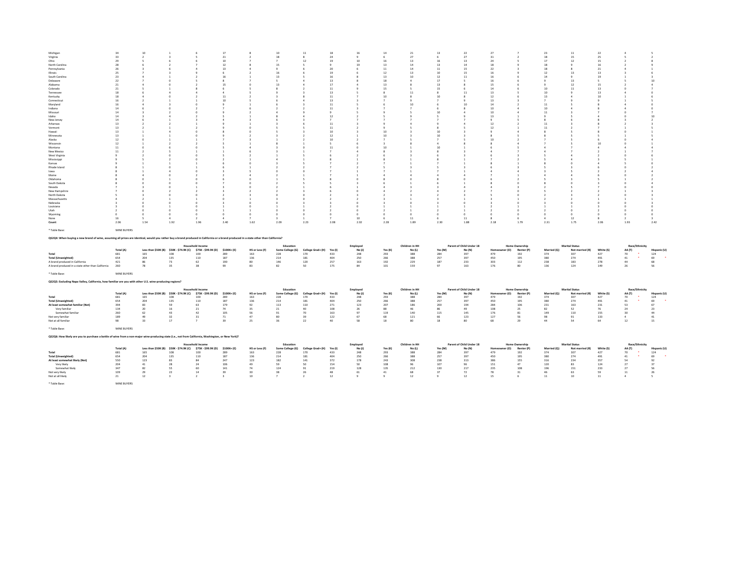| | Total (A) | Less than $50K (B) | $50K - $74.9K (C) | $75K - $99.9K (D) | $100K+ (E) | HS or Less (F) | Some College (G) | College Grad+ (H) | Yes (I) | No (J) | Yes (K) | No (L) | Yes (M) | No (N) | Homeowner (O) | Renter (P) | Married (Q) | Not married (R) | White (S) | AA (T) | Hispanic (U) |
|---|---|---|---|---|---|---|---|---|---|---|---|---|---|---|---|---|---|---|---|---|---|
| Michigan | 34 | 10 | 1 | 6 | 17 | 8 | 10 | 11 | 18 | 16 | 14 | 21 | 13 | 22 | 27 | 7 | 23 | 11 | 22 | 4 | 5 |
| Virginia | 33 | 2 | 3 | 5 | 21 | 2 | 18 | 8 | 24 | 9 | 6 | 27 | 6 | 27 | 31 | 2 | 18 | 15 | 25 | 5 | 2 |
| Ohio | 29 | 5 | 6 | 6 | 10 | 7 | 7 | 12 | 19 | 10 | 16 | 13 | 16 | 13 | 24 | 5 | 17 | 12 | 15 | 2 | 8 |
| North Carolina | 28 | 6 | 2 | 7 | 12 | 8 | 15 | 5 | 9 | 19 | 13 | 14 | 13 | 14 | 18 | 9 | 18 | 9 | 16 | 2 | 9 |
| Pennsylvania | 26 | 3 | 6 | 4 | 13 | 4 | 9 | 6 | 20 | 6 | 11 | 14 | 11 | 15 | 22 | 3 | 18 | 8 | 21 | 4 | 1 |
| Illinois | 25 | 7 | 3 | 9 | 6 | 2 | 16 | 6 | 19 | 6 | 12 | 13 | 10 | 15 | 16 | 9 | 12 | 13 | 13 | 3 | 6 |
| South Carolina | 23 | 4 | 1 | 2 | 16 | 1 | 13 | 5 | 16 | 8 | 13 | 10 | 12 | 11 | 16 | 6 | 14 | 9 | 19 | 1 | 3 |
| Delaware | 22 | 7 | 0 | 5 | 8 | 7 | 5 | 4 | 13 | 8 | 18 | 4 | 17 | 5 | 16 | 6 | 9 | 13 | 5 | 5 | 10 |
| Alabama | 21 | 4 | 0 | 2 | 15 | 0 | 13 | 4 | 17 | 4 | 13 | 8 | 13 | 8 | 15 | 6 | 9 | 12 | 15 | 2 | 4 |
| Colorado | 21 | 5 | 1 | 8 | 6 | 5 | 8 | 2 | 11 | 9 | 15 | 5 | 15 | 6 | 14 | 6 | 10 | 11 | 13 | 0 | 7 |
| Tennessee | 18 | 6 | 4 | 4 | 4 | 5 | 9 | 3 | 13 | 5 | 8 | 11 | 8 | 11 | 13 | 5 | 10 | 9 | 13 | 4 | 0 |
| Kentucky | 18 | 4 | 0 | 2 | 11 | 2 | 3 | 8 | 11 | 7 | 10 | 8 | 10 | 8 | 12 | 6 | 13 | 4 | 10 | 1 | 6 |
| Connecticut | 16 | 2 | 1 | 1 | 10 | 5 | 6 | 4 | 13 | 3 | 7 | 9 | 7 | 9 | 13 | 3 | 7 | 9 | 9 | 1 | 5 |
| Maryland | 16 | 4 | 3 | 0 | 9 | 1 | 6 | 3 | 11 | 5 | 6 | 10 | 6 | 10 | 14 | 2 | 11 | 5 | 8 | 4 | 0 |
| Indiana | 14 | 6 | 0 | 2 | 7 | 6 | 2 | 2 | 11 | 3 | 7 | 7 | 6 | 8 | 10 | 4 | 10 | 4 | 8 | 4 | 0 |
| Missouri | 14 | 3 | 2 | 0 | 9 | 2 | 4 | 9 | 9 | 5 | 9 | 5 | 10 | 4 | 10 | 4 | 11 | 3 | 7 | 0 | 7 |
| Idaho | 14 | 3 | 4 | 2 | 5 | 1 | 8 | 4 | 12 | 2 | 5 | 9 | 5 | 9 | 13 | 1 | 9 | 5 | 4 | 0 | 10 |
| New Jersey | 14 | 6 | 1 | 3 | 4 | 3 | 6 | 3 | 7 | 7 | 7 | 7 | 7 | 7 | 9 | 5 | 8 | 6 | 8 | 3 | 2 |
| Arkansas | 13 | 2 | 2 | 1 | 9 | 1 | 3 | 6 | 11 | 3 | 9 | 4 | 9 | 4 | 12 | 2 | 11 | 3 | 8 | 2 | 3 |
| Vermont | 13 | 2 | 1 | 2 | 9 | 0 | 5 | 5 | 11 | 2 | 9 | 5 | 8 | 5 | 12 | 1 | 11 | 2 | 7 | 1 | 5 |
| Hawaii | 13 | 1 | 4 | 0 | 8 | 0 | 5 | 3 | 10 | 3 | 10 | 3 | 10 | 3 | 9 | 4 | 8 | 5 | 8 | 0 | 1 |
| Minnesota | 13 | 1 | 1 | 0 | 9 | 2 | 3 | 2 | 12 | 1 | 10 | 3 | 10 | 3 | 8 | 5 | 8 | 5 | 5 | 1 | 5 |
| Alaska | 12 | 0 | 1 | 1 | 7 | 3 | 1 | 2 | 10 | 2 | 7 | 5 | 7 | 5 | 10 | 2 | 7 | 5 | 6 | 0 | 4 |
| Wisconsin | 12 | 1 | 2 | 2 | 5 | 1 | 8 | 1 | 5 | 6 | 3 | 8 | 4 | 8 | 8 | 4 | 7 | 5 | 10 | 0 | 1 |
| Montana | 11 | 0 | 6 | 0 | 5 | 4 | 3 | 0 | 11 | 0 | 10 | 1 | 10 | 1 | 6 | 5 | 4 | 7 | 4 | 4 | 4 |
| New Mexico | 11 | 2 | 5 | 1 | 1 | 6 | 3 | 1 | 7 | 4 | 8 | 3 | 8 | 3 | 4 | 7 | 4 | 7 | 2 | 1 | 7 |
| West Virginia | 9 | 2 | 0 | 0 | 5 | 2 | 1 | 5 | 6 | 2 | 6 | 3 | 6 | 3 | 6 | 3 | 5 | 4 | 2 | 0 | 6 |
| Mississippi | 9 | 5 | 2 | 0 | 2 | 1 | 4 | 1 | 8 | 1 | 8 | 1 | 8 | 1 | 7 | 2 | 5 | 4 | 3 | 5 | 1 |
| Kansas | 9 | 1 | 1 | 1 | 6 | 0 | 3 | 5 | 7 | 2 | 7 | 1 | 7 | 1 | 8 | 1 | 8 | 0 | 4 | 5 | 0 |
| Rhode Island | 8 | 1 | 0 | 1 | 6 | 1 | 2 | 2 | 7 | 2 | 5 | 3 | 5 | 3 | 6 | 3 | 5 | 3 | 6 | 0 | 2 |
| Iowa | 8 | 1 | 4 | 0 | 3 | 5 | 0 | 0 | 7 | 1 | 7 | 1 | 7 | 1 | 4 | 4 | 3 | 5 | 2 | 2 | 4 |
| Maine | 8 | 4 | 0 | 2 | 2 | 4 | 2 | 1 | 7 | 1 | 4 | 4 | 4 | 4 | 7 | 1 | 4 | 4 | 6 | 0 | 2 |
| Oklahoma | 8 | 0 | 1 | 0 | 6 | 0 | 1 | 5 | 8 | 0 | 8 | 0 | 8 | 0 | 6 | 2 | 5 | 3 | 5 | 1 | 2 |
| South Dakota | 8 | 0 | 0 | 0 | 7 | 0 | 2 | 5 | 5 | 3 | 6 | 1 | 6 | 1 | 8 | 0 | 8 | 0 | 3 | 0 | 4 |
| Nevada | 7 | 3 | 0 | 1 | 3 | 0 | 2 | 1 | 6 | 1 | 4 | 3 | 3 | 4 | 4 | 3 | 2 | 5 | 7 | 0 | 0 |
| New Hampshire | 7 | 0 | 2 | 2 | 3 | 2 | 2 | 3 | 6 | 0 | 4 | 2 | 4 | 2 | 7 | 0 | 5 | 2 | 2 | 1 | 3 |
| North Dakota | 5 | 3 | 0 | 0 | 2 | 3 | 0 | 0 | 5 | 2 | 3 | 2 | 3 | 2 | 5 | 0 | 2 | 3 | 2 | 0 | 3 |
| Massachusetts | 4 | 2 | 1 | 1 | 0 | 1 | 3 | 0 | 2 | 2 | 3 | 1 | 3 | 1 | 3 | 1 | 2 | 2 | 1 | 1 | 1 |
| Nebraska | 3 | 0 | 0 | 0 | 3 | 0 | 0 | 3 | 3 | 0 | 3 | 0 | 3 | 0 | 3 | 0 | 3 | 0 | 0 | 0 | 3 |
| Louisiana | 3 | 0 | 1 | 0 | 1 | 0 | 1 | 1 | 2 | 0 | 1 | 1 | 1 | 1 | 2 | 1 | 1 | 1 | 3 | 0 | 0 |
| Utah | 2 | 0 | 0 | 0 | 1 | 1 | 0 | 0 | 2 | 0 | 2 | 1 | 2 | 1 | 2 | 0 | 2 | 0 | 2 | 0 | 0 |
| Wyoming | 0 | 0 | 0 | 0 | 0 | 0 | 0 | 0 | 0 | 0 | 0 | 0 | 0 | 0 | 0 | 0 | 0 | 0 | 0 | 0 | 0 |
| None | 16 | 5 | 4 | 2 | 4 | 7 | 3 | 1 | 7 | 10 | 6 | 11 | 6 | 11 | 8 | 6 | 4 | 12 | 8 | 2 | 3 |
| **Count** | 2.06 | 1.54 | 1.92 | 1.96 | 2.40 | 1.62 | 2.09 | 2.23 | 2.08 | 2.02 | 2.28 | 1.89 | 2.30 | 1.88 | 2.18 | 1.79 | 2.31 | 1.75 | 2.06 | 1.93 | 2.42 |

* Table Base: WINE BUYERS

**QS2Q4: When buying a new brand of wine, assuming all prices are identical, would you rather buy a brand produced in California or a brand produced in a state other than California?**

| | | Household Income | | | | Education | | | Employed | | Children in HH | | Parent of Child Under 18 | | Home Ownership | | Marital Status | | Race/Ethnicity | | |
|---|---|---|---|---|---|---|---|---|---|---|---|---|---|---|---|---|---|---|---|---|---|
| | Total (A) | Less than $50K (B) | $50K - $74.9K (C) | $75K - $99.9K (D) | $100K+ (E) | HS or Less (F) | Some College (G) | College Grad+ (H) | Yes (I) | No (J) | Yes (K) | No (L) | Yes (M) | No (N) | Homeowner (O) | Renter (P) | Married (Q) | Not married (R) | White (S) | AA (T) | Hispanic (U) |
| **Total** | 681 | 165 | 108 | 100 | 289 | 163 | 228 | 170 | 433 | 248 | 293 | 388 | 284 | 397 | 479 | 192 | 374 | 307 | 427 | 70 * | 124 |
| **Total (Unweighted)** | 654 | 204 | 135 | 110 | 187 | 136 | 214 | 181 | 404 | 250 | 266 | 388 | 257 | 397 | 450 | 195 | 380 | 274 | 491 | 41 * | 69 * |
| A brand produced in California | 421 | 86 | 73 | 62 | 190 | 80 | 146 | 120 | 257 | 163 | 192 | 229 | 187 | 233 | 303 | 112 | 238 | 183 | 278 | 44 | 68 |
| A brand produced in a state other than California | 260 | 78 | 35 | 38 | 99 | 83 | 82 | 50 | 175 | 84 | 101 | 159 | 97 | 163 | 176 | 80 | 136 | 124 | 149 | 26 | 56 |

* Table Base: WINE BUYERS

**QS2Q5: Excluding Napa Valley, California, how familiar are you with other U.S. wine-producing regions?**

| | | Household Income | | | | Education | | | Employed | | Children in HH | | Parent of Child Under 18 | | Home Ownership | | Marital Status | | Race/Ethnicity | | |
|---|---|---|---|---|---|---|---|---|---|---|---|---|---|---|---|---|---|---|---|---|---|
| | Total (A) | Less than $50K (B) | $50K - $74.9K (C) | $75K - $99.9K (D) | $100K+ (E) | HS or Less (F) | Some College (G) | College Grad+ (H) | Yes (I) | No (J) | Yes (K) | No (L) | Yes (M) | No (N) | Homeowner (O) | Renter (P) | Married (Q) | Not married (R) | White (S) | AA (T) | Hispanic (U) |
| **Total** | 681 | 165 | 108 | 100 | 289 | 163 | 228 | 170 | 433 | 248 | 293 | 388 | 284 | 397 | 479 | 192 | 374 | 307 | 427 | 70 * | 124 |
| **Total (Unweighted)** | 654 | 204 | 135 | 110 | 187 | 136 | 214 | 181 | 404 | 250 | 266 | 388 | 257 | 397 | 450 | 195 | 380 | 274 | 491 | 41 * | 69 * |
| **At least somewhat familiar (Net)** | 394 | 83 | 59 | 63 | 179 | 92 | 113 | 110 | 271 | 123 | 207 | 186 | 200 | 194 | 284 | 106 | 231 | 163 | 231 | 53 | 67 |
| Very familiar | 134 | 20 | 16 | 21 | 74 | 35 | 21 | 40 | 108 | 26 | 88 | 46 | 86 | 49 | 108 | 25 | 82 | 52 | 76 | 24 | 23 |
| Somewhat familiar | 260 | 62 | 43 | 42 | 105 | 56 | 91 | 70 | 163 | 97 | 119 | 140 | 115 | 145 | 176 | 81 | 149 | 110 | 155 | 30 | 44 |
| Not very familiar | 189 | 49 | 32 | 31 | 71 | 47 | 80 | 39 | 122 | 67 | 68 | 121 | 66 | 123 | 127 | 56 | 98 | 91 | 133 | 4 | 41 |
| Not at all familiar | 98 | 33 | 17 | 7 | 39 | 25 | 36 | 22 | 40 | 58 | 18 | 80 | 18 | 80 | 68 | 29 | 44 | 54 | 64 | 12 | 15 |

* Table Base: WINE BUYERS

**QS2Q6: How likely are you to purchase a bottle of wine from a non-major wine-producing state (i.e., not from California, Washington, or New York)?**

| | | Household Income | | | | Education | | | Employed | | Children in HH | | Parent of Child Under 18 | | Home Ownership | | Marital Status | | Race/Ethnicity | | |
|---|---|---|---|---|---|---|---|---|---|---|---|---|---|---|---|---|---|---|---|---|---|
| | Total (A) | Less than $50K (B) | $50K - $74.9K (C) | $75K - $99.9K (D) | $100K+ (E) | HS or Less (F) | Some College (G) | College Grad+ (H) | Yes (I) | No (J) | Yes (K) | No (L) | Yes (M) | No (N) | Homeowner (O) | Renter (P) | Married (Q) | Not married (R) | White (S) | AA (T) | Hispanic (U) |
| **Total** | 681 | 165 | 108 | 100 | 289 | 163 | 228 | 170 | 433 | 248 | 293 | 388 | 284 | 397 | 479 | 192 | 374 | 307 | 427 | 70 * | 124 |
| **Total (Unweighted)** | 654 | 204 | 135 | 110 | 187 | 136 | 214 | 181 | 404 | 250 | 266 | 388 | 257 | 397 | 450 | 195 | 380 | 274 | 491 | 41 * | 69 * |
| **At least somewhat likely (Net)** | 550 | 123 | 83 | 84 | 247 | 123 | 182 | 141 | 372 | 178 | 243 | 308 | 238 | 313 | 386 | 155 | 316 | 234 | 357 | 54 | 92 |
| Very likely | 204 | 41 | 28 | 24 | 106 | 49 | 59 | 50 | 154 | 50 | 108 | 96 | 107 | 96 | 151 | 47 | 120 | 83 | 124 | 27 | 37 |
| Somewhat likely | 347 | 82 | 55 | 60 | 141 | 74 | 124 | 91 | 219 | 128 | 135 | 212 | 130 | 217 | 235 | 108 | 196 | 151 | 233 | 27 | 56 |
| Not very likely | 109 | 29 | 22 | 14 | 39 | 30 | 38 | 26 | 48 | 61 | 41 | 68 | 37 | 72 | 78 | 31 | 46 | 63 | 59 | 11 | 26 |
| Not at all likely | 21 | 12 | 3 | 2 | 3 | 10 | 7 | 2 | 12 | 9 | 9 | 12 | 9 | 12 | 15 | 6 | 11 | 10 | 11 | 4 | 5 |

* Table Base: WINE BUYERS